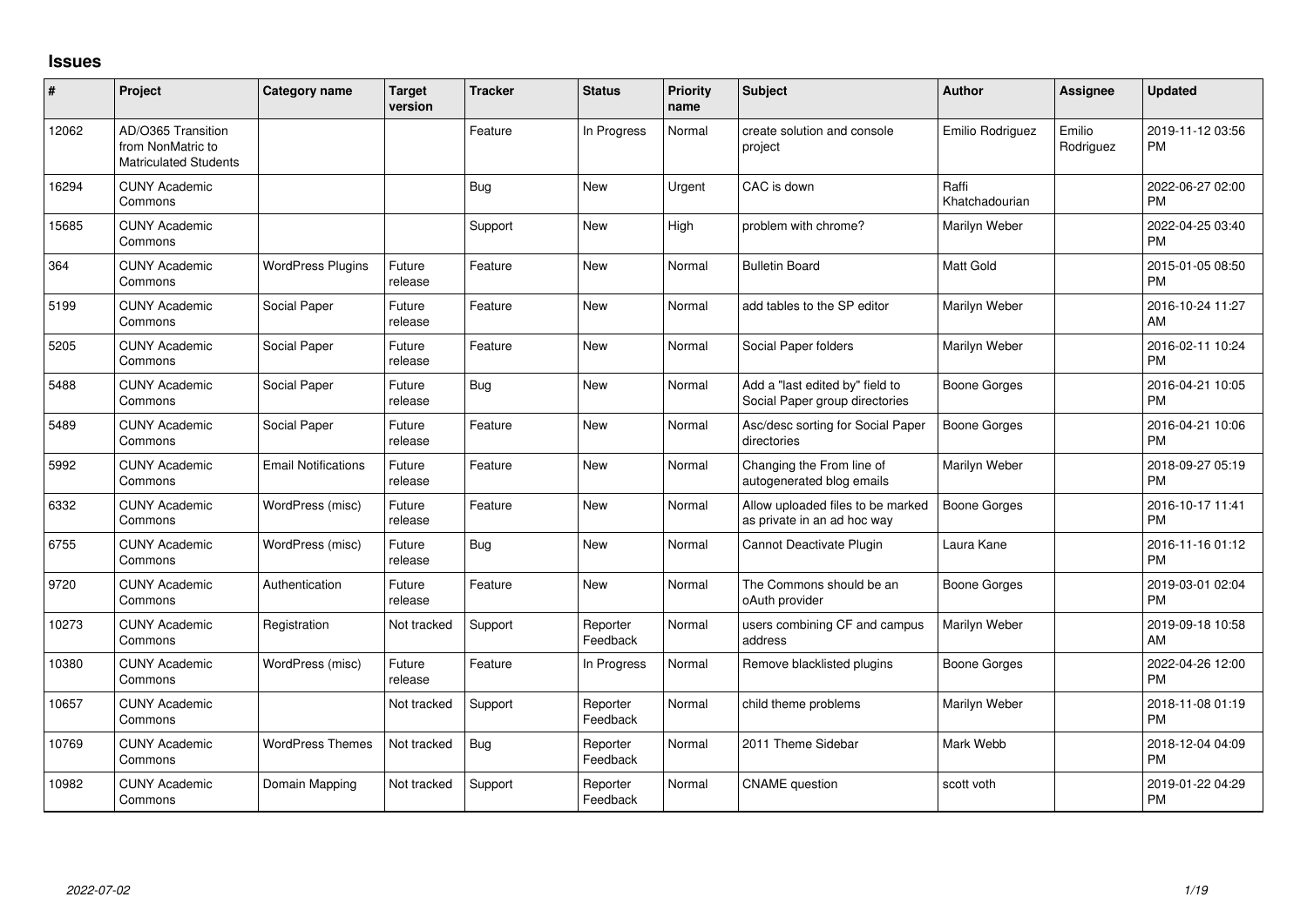## Issues

| # | Project | Category name | Target version | Tracker | Status | Priority name | Subject | Author | Assignee | Updated |
|---|---|---|---|---|---|---|---|---|---|---|
| 12062 | AD/O365 Transition from NonMatric to Matriculated Students | | | Feature | In Progress | Normal | create solution and console project | Emilio Rodriguez | Emilio Rodriguez | 2019-11-12 03:56 PM |
| 16294 | CUNY Academic Commons | | | Bug | New | Urgent | CAC is down | Raffi Khatchadourian | | 2022-06-27 02:00 PM |
| 15685 | CUNY Academic Commons | | | Support | New | High | problem with chrome? | Marilyn Weber | | 2022-04-25 03:40 PM |
| 364 | CUNY Academic Commons | WordPress Plugins | Future release | Feature | New | Normal | Bulletin Board | Matt Gold | | 2015-01-05 08:50 PM |
| 5199 | CUNY Academic Commons | Social Paper | Future release | Feature | New | Normal | add tables to the SP editor | Marilyn Weber | | 2016-10-24 11:27 AM |
| 5205 | CUNY Academic Commons | Social Paper | Future release | Feature | New | Normal | Social Paper folders | Marilyn Weber | | 2016-02-11 10:24 PM |
| 5488 | CUNY Academic Commons | Social Paper | Future release | Bug | New | Normal | Add a "last edited by" field to Social Paper group directories | Boone Gorges | | 2016-04-21 10:05 PM |
| 5489 | CUNY Academic Commons | Social Paper | Future release | Feature | New | Normal | Asc/desc sorting for Social Paper directories | Boone Gorges | | 2016-04-21 10:06 PM |
| 5992 | CUNY Academic Commons | Email Notifications | Future release | Feature | New | Normal | Changing the From line of autogenerated blog emails | Marilyn Weber | | 2018-09-27 05:19 PM |
| 6332 | CUNY Academic Commons | WordPress (misc) | Future release | Feature | New | Normal | Allow uploaded files to be marked as private in an ad hoc way | Boone Gorges | | 2016-10-17 11:41 PM |
| 6755 | CUNY Academic Commons | WordPress (misc) | Future release | Bug | New | Normal | Cannot Deactivate Plugin | Laura Kane | | 2016-11-16 01:12 PM |
| 9720 | CUNY Academic Commons | Authentication | Future release | Feature | New | Normal | The Commons should be an oAuth provider | Boone Gorges | | 2019-03-01 02:04 PM |
| 10273 | CUNY Academic Commons | Registration | Not tracked | Support | Reporter Feedback | Normal | users combining CF and campus address | Marilyn Weber | | 2019-09-18 10:58 AM |
| 10380 | CUNY Academic Commons | WordPress (misc) | Future release | Feature | In Progress | Normal | Remove blacklisted plugins | Boone Gorges | | 2022-04-26 12:00 PM |
| 10657 | CUNY Academic Commons | | Not tracked | Support | Reporter Feedback | Normal | child theme problems | Marilyn Weber | | 2018-11-08 01:19 PM |
| 10769 | CUNY Academic Commons | WordPress Themes | Not tracked | Bug | Reporter Feedback | Normal | 2011 Theme Sidebar | Mark Webb | | 2018-12-04 04:09 PM |
| 10982 | CUNY Academic Commons | Domain Mapping | Not tracked | Support | Reporter Feedback | Normal | CNAME question | scott voth | | 2019-01-22 04:29 PM |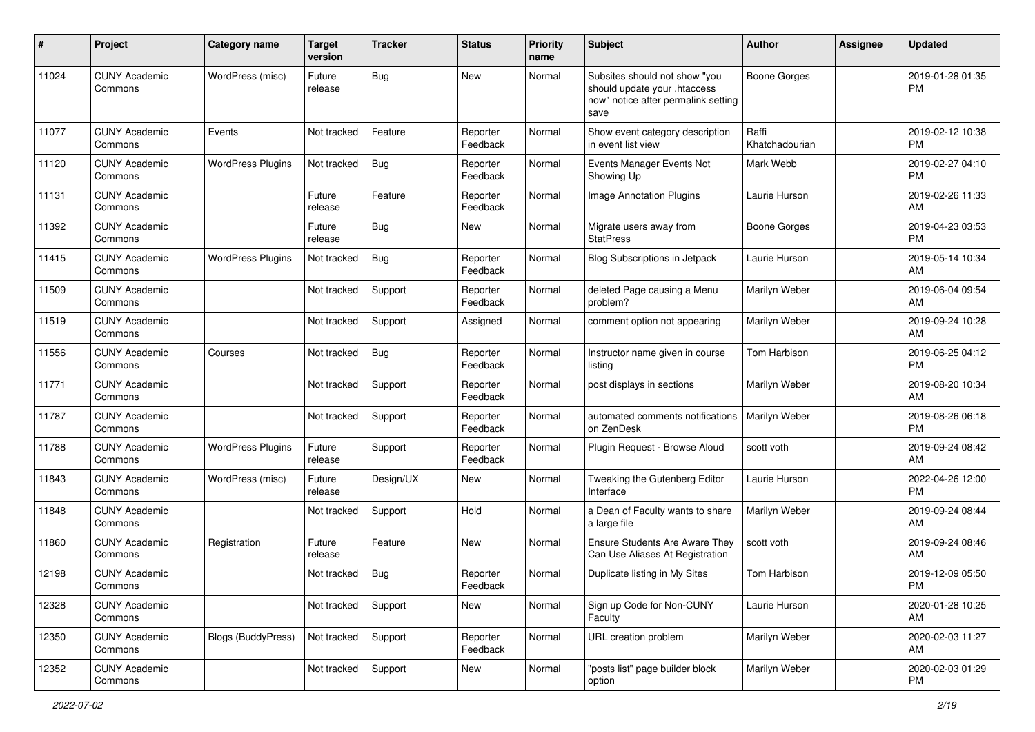| # | Project | Category name | Target version | Tracker | Status | Priority name | Subject | Author | Assignee | Updated |
|---|---|---|---|---|---|---|---|---|---|---|
| 11024 | CUNY Academic Commons | WordPress (misc) | Future release | Bug | New | Normal | Subsites should not show "you should update your .htaccess now" notice after permalink setting save | Boone Gorges | | 2019-01-28 01:35 PM |
| 11077 | CUNY Academic Commons | Events | Not tracked | Feature | Reporter Feedback | Normal | Show event category description in event list view | Raffi Khatchadourian | | 2019-02-12 10:38 PM |
| 11120 | CUNY Academic Commons | WordPress Plugins | Not tracked | Bug | Reporter Feedback | Normal | Events Manager Events Not Showing Up | Mark Webb | | 2019-02-27 04:10 PM |
| 11131 | CUNY Academic Commons | | Future release | Feature | Reporter Feedback | Normal | Image Annotation Plugins | Laurie Hurson | | 2019-02-26 11:33 AM |
| 11392 | CUNY Academic Commons | | Future release | Bug | New | Normal | Migrate users away from StatPress | Boone Gorges | | 2019-04-23 03:53 PM |
| 11415 | CUNY Academic Commons | WordPress Plugins | Not tracked | Bug | Reporter Feedback | Normal | Blog Subscriptions in Jetpack | Laurie Hurson | | 2019-05-14 10:34 AM |
| 11509 | CUNY Academic Commons | | Not tracked | Support | Reporter Feedback | Normal | deleted Page causing a Menu problem? | Marilyn Weber | | 2019-06-04 09:54 AM |
| 11519 | CUNY Academic Commons | | Not tracked | Support | Assigned | Normal | comment option not appearing | Marilyn Weber | | 2019-09-24 10:28 AM |
| 11556 | CUNY Academic Commons | Courses | Not tracked | Bug | Reporter Feedback | Normal | Instructor name given in course listing | Tom Harbison | | 2019-06-25 04:12 PM |
| 11771 | CUNY Academic Commons | | Not tracked | Support | Reporter Feedback | Normal | post displays in sections | Marilyn Weber | | 2019-08-20 10:34 AM |
| 11787 | CUNY Academic Commons | | Not tracked | Support | Reporter Feedback | Normal | automated comments notifications on ZenDesk | Marilyn Weber | | 2019-08-26 06:18 PM |
| 11788 | CUNY Academic Commons | WordPress Plugins | Future release | Support | Reporter Feedback | Normal | Plugin Request - Browse Aloud | scott voth | | 2019-09-24 08:42 AM |
| 11843 | CUNY Academic Commons | WordPress (misc) | Future release | Design/UX | New | Normal | Tweaking the Gutenberg Editor Interface | Laurie Hurson | | 2022-04-26 12:00 PM |
| 11848 | CUNY Academic Commons | | Not tracked | Support | Hold | Normal | a Dean of Faculty wants to share a large file | Marilyn Weber | | 2019-09-24 08:44 AM |
| 11860 | CUNY Academic Commons | Registration | Future release | Feature | New | Normal | Ensure Students Are Aware They Can Use Aliases At Registration | scott voth | | 2019-09-24 08:46 AM |
| 12198 | CUNY Academic Commons | | Not tracked | Bug | Reporter Feedback | Normal | Duplicate listing in My Sites | Tom Harbison | | 2019-12-09 05:50 PM |
| 12328 | CUNY Academic Commons | | Not tracked | Support | New | Normal | Sign up Code for Non-CUNY Faculty | Laurie Hurson | | 2020-01-28 10:25 AM |
| 12350 | CUNY Academic Commons | Blogs (BuddyPress) | Not tracked | Support | Reporter Feedback | Normal | URL creation problem | Marilyn Weber | | 2020-02-03 11:27 AM |
| 12352 | CUNY Academic Commons | | Not tracked | Support | New | Normal | "posts list" page builder block option | Marilyn Weber | | 2020-02-03 01:29 PM |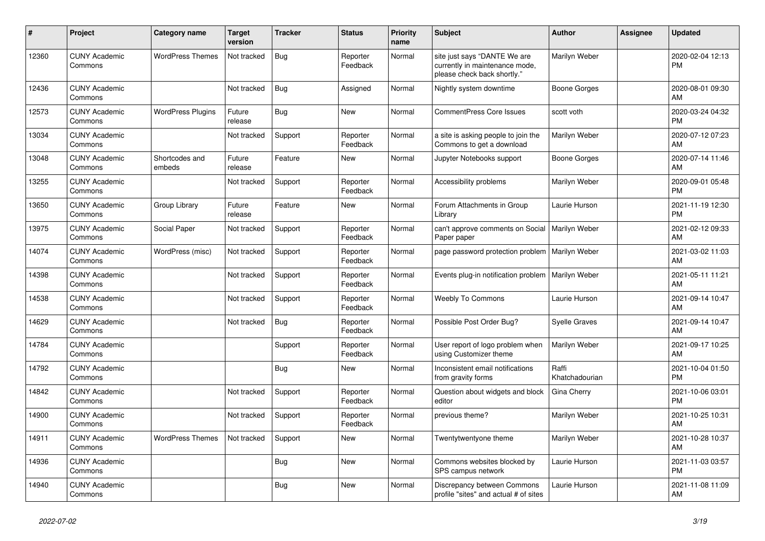| # | Project | Category name | Target version | Tracker | Status | Priority name | Subject | Author | Assignee | Updated |
|---|---|---|---|---|---|---|---|---|---|---|
| 12360 | CUNY Academic Commons | WordPress Themes | Not tracked | Bug | Reporter Feedback | Normal | site just says "DANTE We are currently in maintenance mode, please check back shortly." | Marilyn Weber | | 2020-02-04 12:13 PM |
| 12436 | CUNY Academic Commons | | Not tracked | Bug | Assigned | Normal | Nightly system downtime | Boone Gorges | | 2020-08-01 09:30 AM |
| 12573 | CUNY Academic Commons | WordPress Plugins | Future release | Bug | New | Normal | CommentPress Core Issues | scott voth | | 2020-03-24 04:32 PM |
| 13034 | CUNY Academic Commons | | Not tracked | Support | Reporter Feedback | Normal | a site is asking people to join the Commons to get a download | Marilyn Weber | | 2020-07-12 07:23 AM |
| 13048 | CUNY Academic Commons | Shortcodes and embeds | Future release | Feature | New | Normal | Jupyter Notebooks support | Boone Gorges | | 2020-07-14 11:46 AM |
| 13255 | CUNY Academic Commons | | Not tracked | Support | Reporter Feedback | Normal | Accessibility problems | Marilyn Weber | | 2020-09-01 05:48 PM |
| 13650 | CUNY Academic Commons | Group Library | Future release | Feature | New | Normal | Forum Attachments in Group Library | Laurie Hurson | | 2021-11-19 12:30 PM |
| 13975 | CUNY Academic Commons | Social Paper | Not tracked | Support | Reporter Feedback | Normal | can't approve comments on Social Paper paper | Marilyn Weber | | 2021-02-12 09:33 AM |
| 14074 | CUNY Academic Commons | WordPress (misc) | Not tracked | Support | Reporter Feedback | Normal | page password protection problem | Marilyn Weber | | 2021-03-02 11:03 AM |
| 14398 | CUNY Academic Commons | | Not tracked | Support | Reporter Feedback | Normal | Events plug-in notification problem | Marilyn Weber | | 2021-05-11 11:21 AM |
| 14538 | CUNY Academic Commons | | Not tracked | Support | Reporter Feedback | Normal | Weebly To Commons | Laurie Hurson | | 2021-09-14 10:47 AM |
| 14629 | CUNY Academic Commons | | Not tracked | Bug | Reporter Feedback | Normal | Possible Post Order Bug? | Syelle Graves | | 2021-09-14 10:47 AM |
| 14784 | CUNY Academic Commons | | | Support | Reporter Feedback | Normal | User report of logo problem when using Customizer theme | Marilyn Weber | | 2021-09-17 10:25 AM |
| 14792 | CUNY Academic Commons | | | Bug | New | Normal | Inconsistent email notifications from gravity forms | Raffi Khatchadourian | | 2021-10-04 01:50 PM |
| 14842 | CUNY Academic Commons | | Not tracked | Support | Reporter Feedback | Normal | Question about widgets and block editor | Gina Cherry | | 2021-10-06 03:01 PM |
| 14900 | CUNY Academic Commons | | Not tracked | Support | Reporter Feedback | Normal | previous theme? | Marilyn Weber | | 2021-10-25 10:31 AM |
| 14911 | CUNY Academic Commons | WordPress Themes | Not tracked | Support | New | Normal | Twentytwentyone theme | Marilyn Weber | | 2021-10-28 10:37 AM |
| 14936 | CUNY Academic Commons | | | Bug | New | Normal | Commons websites blocked by SPS campus network | Laurie Hurson | | 2021-11-03 03:57 PM |
| 14940 | CUNY Academic Commons | | | Bug | New | Normal | Discrepancy between Commons profile "sites" and actual # of sites | Laurie Hurson | | 2021-11-08 11:09 AM |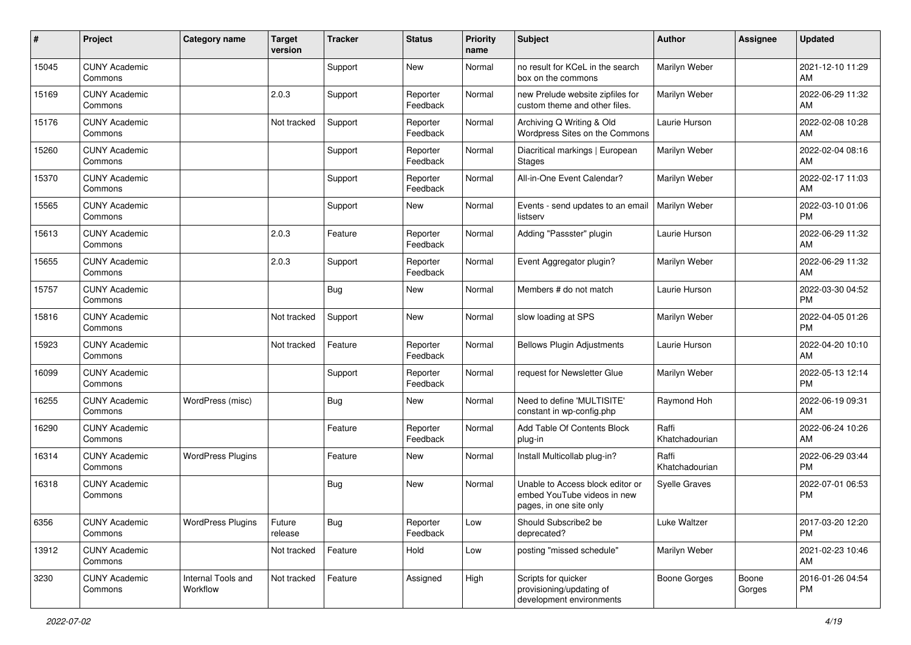| # | Project | Category name | Target version | Tracker | Status | Priority name | Subject | Author | Assignee | Updated |
|---|---|---|---|---|---|---|---|---|---|---|
| 15045 | CUNY Academic Commons | | | Support | New | Normal | no result for KCeL in the search box on the commons | Marilyn Weber | | 2021-12-10 11:29 AM |
| 15169 | CUNY Academic Commons | | 2.0.3 | Support | Reporter Feedback | Normal | new Prelude website zipfiles for custom theme and other files. | Marilyn Weber | | 2022-06-29 11:32 AM |
| 15176 | CUNY Academic Commons | | Not tracked | Support | Reporter Feedback | Normal | Archiving Q Writing & Old Wordpress Sites on the Commons | Laurie Hurson | | 2022-02-08 10:28 AM |
| 15260 | CUNY Academic Commons | | | Support | Reporter Feedback | Normal | Diacritical markings \| European Stages | Marilyn Weber | | 2022-02-04 08:16 AM |
| 15370 | CUNY Academic Commons | | | Support | Reporter Feedback | Normal | All-in-One Event Calendar? | Marilyn Weber | | 2022-02-17 11:03 AM |
| 15565 | CUNY Academic Commons | | | Support | New | Normal | Events - send updates to an email listserv | Marilyn Weber | | 2022-03-10 01:06 PM |
| 15613 | CUNY Academic Commons | | 2.0.3 | Feature | Reporter Feedback | Normal | Adding "Passster" plugin | Laurie Hurson | | 2022-06-29 11:32 AM |
| 15655 | CUNY Academic Commons | | 2.0.3 | Support | Reporter Feedback | Normal | Event Aggregator plugin? | Marilyn Weber | | 2022-06-29 11:32 AM |
| 15757 | CUNY Academic Commons | | | Bug | New | Normal | Members # do not match | Laurie Hurson | | 2022-03-30 04:52 PM |
| 15816 | CUNY Academic Commons | | Not tracked | Support | New | Normal | slow loading at SPS | Marilyn Weber | | 2022-04-05 01:26 PM |
| 15923 | CUNY Academic Commons | | Not tracked | Feature | Reporter Feedback | Normal | Bellows Plugin Adjustments | Laurie Hurson | | 2022-04-20 10:10 AM |
| 16099 | CUNY Academic Commons | | | Support | Reporter Feedback | Normal | request for Newsletter Glue | Marilyn Weber | | 2022-05-13 12:14 PM |
| 16255 | CUNY Academic Commons | WordPress (misc) | | Bug | New | Normal | Need to define 'MULTISITE' constant in wp-config.php | Raymond Hoh | | 2022-06-19 09:31 AM |
| 16290 | CUNY Academic Commons | | | Feature | Reporter Feedback | Normal | Add Table Of Contents Block plug-in | Raffi Khatchadourian | | 2022-06-24 10:26 AM |
| 16314 | CUNY Academic Commons | WordPress Plugins | | Feature | New | Normal | Install Multicollab plug-in? | Raffi Khatchadourian | | 2022-06-29 03:44 PM |
| 16318 | CUNY Academic Commons | | | Bug | New | Normal | Unable to Access block editor or embed YouTube videos in new pages, in one site only | Syelle Graves | | 2022-07-01 06:53 PM |
| 6356 | CUNY Academic Commons | WordPress Plugins | Future release | Bug | Reporter Feedback | Low | Should Subscribe2 be deprecated? | Luke Waltzer | | 2017-03-20 12:20 PM |
| 13912 | CUNY Academic Commons | | Not tracked | Feature | Hold | Low | posting "missed schedule" | Marilyn Weber | | 2021-02-23 10:46 AM |
| 3230 | CUNY Academic Commons | Internal Tools and Workflow | Not tracked | Feature | Assigned | High | Scripts for quicker provisioning/updating of development environments | Boone Gorges | Boone Gorges | 2016-01-26 04:54 PM |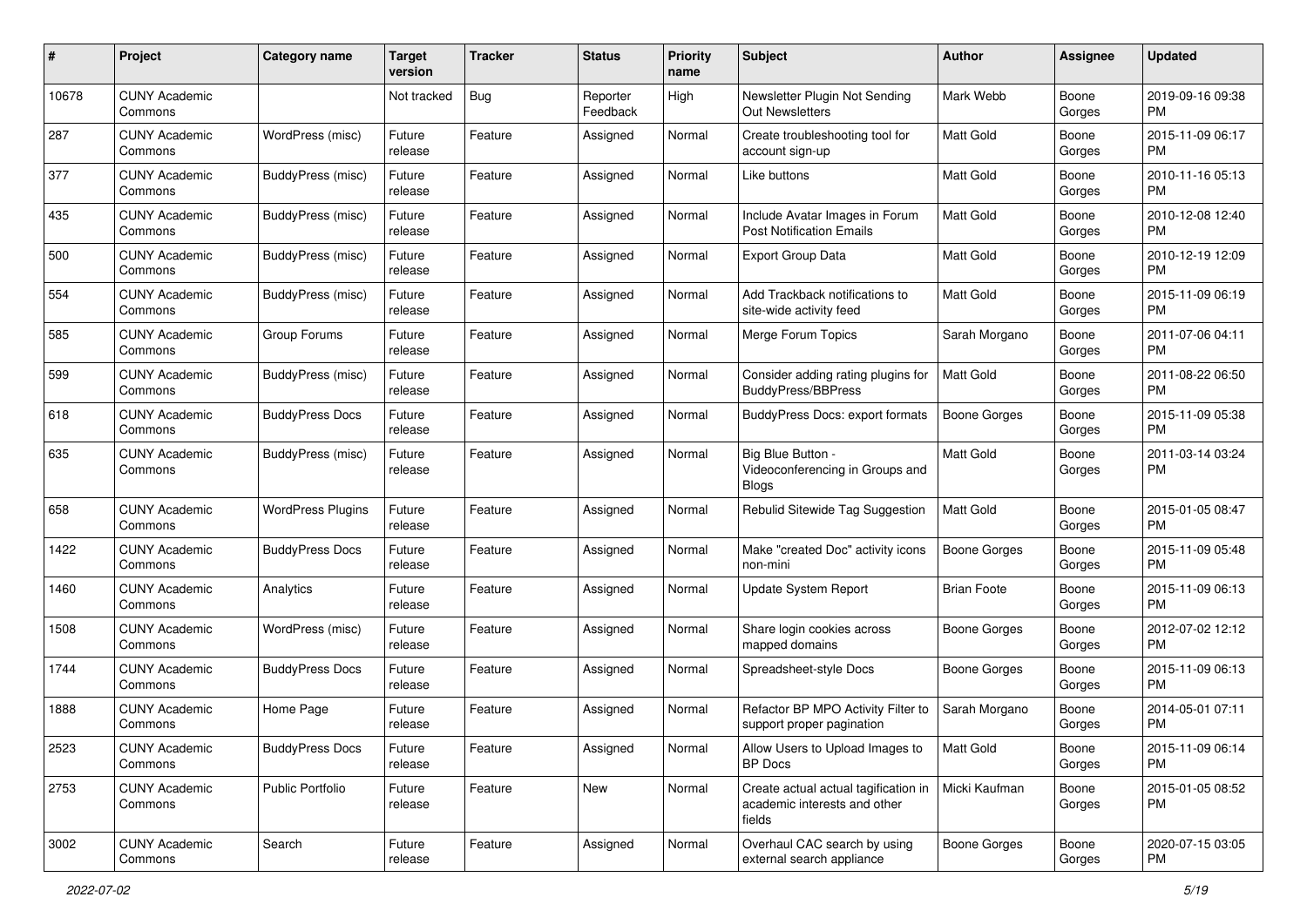| # | Project | Category name | Target version | Tracker | Status | Priority name | Subject | Author | Assignee | Updated |
|---|---|---|---|---|---|---|---|---|---|---|
| 10678 | CUNY Academic Commons | | Not tracked | Bug | Reporter Feedback | High | Newsletter Plugin Not Sending Out Newsletters | Mark Webb | Boone Gorges | 2019-09-16 09:38 PM |
| 287 | CUNY Academic Commons | WordPress (misc) | Future release | Feature | Assigned | Normal | Create troubleshooting tool for account sign-up | Matt Gold | Boone Gorges | 2015-11-09 06:17 PM |
| 377 | CUNY Academic Commons | BuddyPress (misc) | Future release | Feature | Assigned | Normal | Like buttons | Matt Gold | Boone Gorges | 2010-11-16 05:13 PM |
| 435 | CUNY Academic Commons | BuddyPress (misc) | Future release | Feature | Assigned | Normal | Include Avatar Images in Forum Post Notification Emails | Matt Gold | Boone Gorges | 2010-12-08 12:40 PM |
| 500 | CUNY Academic Commons | BuddyPress (misc) | Future release | Feature | Assigned | Normal | Export Group Data | Matt Gold | Boone Gorges | 2010-12-19 12:09 PM |
| 554 | CUNY Academic Commons | BuddyPress (misc) | Future release | Feature | Assigned | Normal | Add Trackback notifications to site-wide activity feed | Matt Gold | Boone Gorges | 2015-11-09 06:19 PM |
| 585 | CUNY Academic Commons | Group Forums | Future release | Feature | Assigned | Normal | Merge Forum Topics | Sarah Morgano | Boone Gorges | 2011-07-06 04:11 PM |
| 599 | CUNY Academic Commons | BuddyPress (misc) | Future release | Feature | Assigned | Normal | Consider adding rating plugins for BuddyPress/BBPress | Matt Gold | Boone Gorges | 2011-08-22 06:50 PM |
| 618 | CUNY Academic Commons | BuddyPress Docs | Future release | Feature | Assigned | Normal | BuddyPress Docs: export formats | Boone Gorges | Boone Gorges | 2015-11-09 05:38 PM |
| 635 | CUNY Academic Commons | BuddyPress (misc) | Future release | Feature | Assigned | Normal | Big Blue Button - Videoconferencing in Groups and Blogs | Matt Gold | Boone Gorges | 2011-03-14 03:24 PM |
| 658 | CUNY Academic Commons | WordPress Plugins | Future release | Feature | Assigned | Normal | Rebulid Sitewide Tag Suggestion | Matt Gold | Boone Gorges | 2015-01-05 08:47 PM |
| 1422 | CUNY Academic Commons | BuddyPress Docs | Future release | Feature | Assigned | Normal | Make "created Doc" activity icons non-mini | Boone Gorges | Boone Gorges | 2015-11-09 05:48 PM |
| 1460 | CUNY Academic Commons | Analytics | Future release | Feature | Assigned | Normal | Update System Report | Brian Foote | Boone Gorges | 2015-11-09 06:13 PM |
| 1508 | CUNY Academic Commons | WordPress (misc) | Future release | Feature | Assigned | Normal | Share login cookies across mapped domains | Boone Gorges | Boone Gorges | 2012-07-02 12:12 PM |
| 1744 | CUNY Academic Commons | BuddyPress Docs | Future release | Feature | Assigned | Normal | Spreadsheet-style Docs | Boone Gorges | Boone Gorges | 2015-11-09 06:13 PM |
| 1888 | CUNY Academic Commons | Home Page | Future release | Feature | Assigned | Normal | Refactor BP MPO Activity Filter to support proper pagination | Sarah Morgano | Boone Gorges | 2014-05-01 07:11 PM |
| 2523 | CUNY Academic Commons | BuddyPress Docs | Future release | Feature | Assigned | Normal | Allow Users to Upload Images to BP Docs | Matt Gold | Boone Gorges | 2015-11-09 06:14 PM |
| 2753 | CUNY Academic Commons | Public Portfolio | Future release | Feature | New | Normal | Create actual actual tagification in academic interests and other fields | Micki Kaufman | Boone Gorges | 2015-01-05 08:52 PM |
| 3002 | CUNY Academic Commons | Search | Future release | Feature | Assigned | Normal | Overhaul CAC search by using external search appliance | Boone Gorges | Boone Gorges | 2020-07-15 03:05 PM |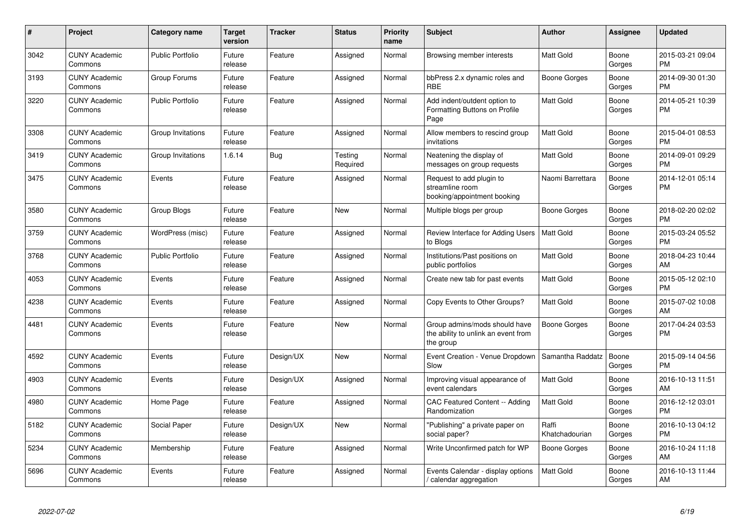| # | Project | Category name | Target version | Tracker | Status | Priority name | Subject | Author | Assignee | Updated |
|---|---|---|---|---|---|---|---|---|---|---|
| 3042 | CUNY Academic Commons | Public Portfolio | Future release | Feature | Assigned | Normal | Browsing member interests | Matt Gold | Boone Gorges | 2015-03-21 09:04 PM |
| 3193 | CUNY Academic Commons | Group Forums | Future release | Feature | Assigned | Normal | bbPress 2.x dynamic roles and RBE | Boone Gorges | Boone Gorges | 2014-09-30 01:30 PM |
| 3220 | CUNY Academic Commons | Public Portfolio | Future release | Feature | Assigned | Normal | Add indent/outdent option to Formatting Buttons on Profile Page | Matt Gold | Boone Gorges | 2014-05-21 10:39 PM |
| 3308 | CUNY Academic Commons | Group Invitations | Future release | Feature | Assigned | Normal | Allow members to rescind group invitations | Matt Gold | Boone Gorges | 2015-04-01 08:53 PM |
| 3419 | CUNY Academic Commons | Group Invitations | 1.6.14 | Bug | Testing Required | Normal | Neatening the display of messages on group requests | Matt Gold | Boone Gorges | 2014-09-01 09:29 PM |
| 3475 | CUNY Academic Commons | Events | Future release | Feature | Assigned | Normal | Request to add plugin to streamline room booking/appointment booking | Naomi Barrettara | Boone Gorges | 2014-12-01 05:14 PM |
| 3580 | CUNY Academic Commons | Group Blogs | Future release | Feature | New | Normal | Multiple blogs per group | Boone Gorges | Boone Gorges | 2018-02-20 02:02 PM |
| 3759 | CUNY Academic Commons | WordPress (misc) | Future release | Feature | Assigned | Normal | Review Interface for Adding Users to Blogs | Matt Gold | Boone Gorges | 2015-03-24 05:52 PM |
| 3768 | CUNY Academic Commons | Public Portfolio | Future release | Feature | Assigned | Normal | Institutions/Past positions on public portfolios | Matt Gold | Boone Gorges | 2018-04-23 10:44 AM |
| 4053 | CUNY Academic Commons | Events | Future release | Feature | Assigned | Normal | Create new tab for past events | Matt Gold | Boone Gorges | 2015-05-12 02:10 PM |
| 4238 | CUNY Academic Commons | Events | Future release | Feature | Assigned | Normal | Copy Events to Other Groups? | Matt Gold | Boone Gorges | 2015-07-02 10:08 AM |
| 4481 | CUNY Academic Commons | Events | Future release | Feature | New | Normal | Group admins/mods should have the ability to unlink an event from the group | Boone Gorges | Boone Gorges | 2017-04-24 03:53 PM |
| 4592 | CUNY Academic Commons | Events | Future release | Design/UX | New | Normal | Event Creation - Venue Dropdown Slow | Samantha Raddatz | Boone Gorges | 2015-09-14 04:56 PM |
| 4903 | CUNY Academic Commons | Events | Future release | Design/UX | Assigned | Normal | Improving visual appearance of event calendars | Matt Gold | Boone Gorges | 2016-10-13 11:51 AM |
| 4980 | CUNY Academic Commons | Home Page | Future release | Feature | Assigned | Normal | CAC Featured Content -- Adding Randomization | Matt Gold | Boone Gorges | 2016-12-12 03:01 PM |
| 5182 | CUNY Academic Commons | Social Paper | Future release | Design/UX | New | Normal | "Publishing" a private paper on social paper? | Raffi Khatchadourian | Boone Gorges | 2016-10-13 04:12 PM |
| 5234 | CUNY Academic Commons | Membership | Future release | Feature | Assigned | Normal | Write Unconfirmed patch for WP | Boone Gorges | Boone Gorges | 2016-10-24 11:18 AM |
| 5696 | CUNY Academic Commons | Events | Future release | Feature | Assigned | Normal | Events Calendar - display options / calendar aggregation | Matt Gold | Boone Gorges | 2016-10-13 11:44 AM |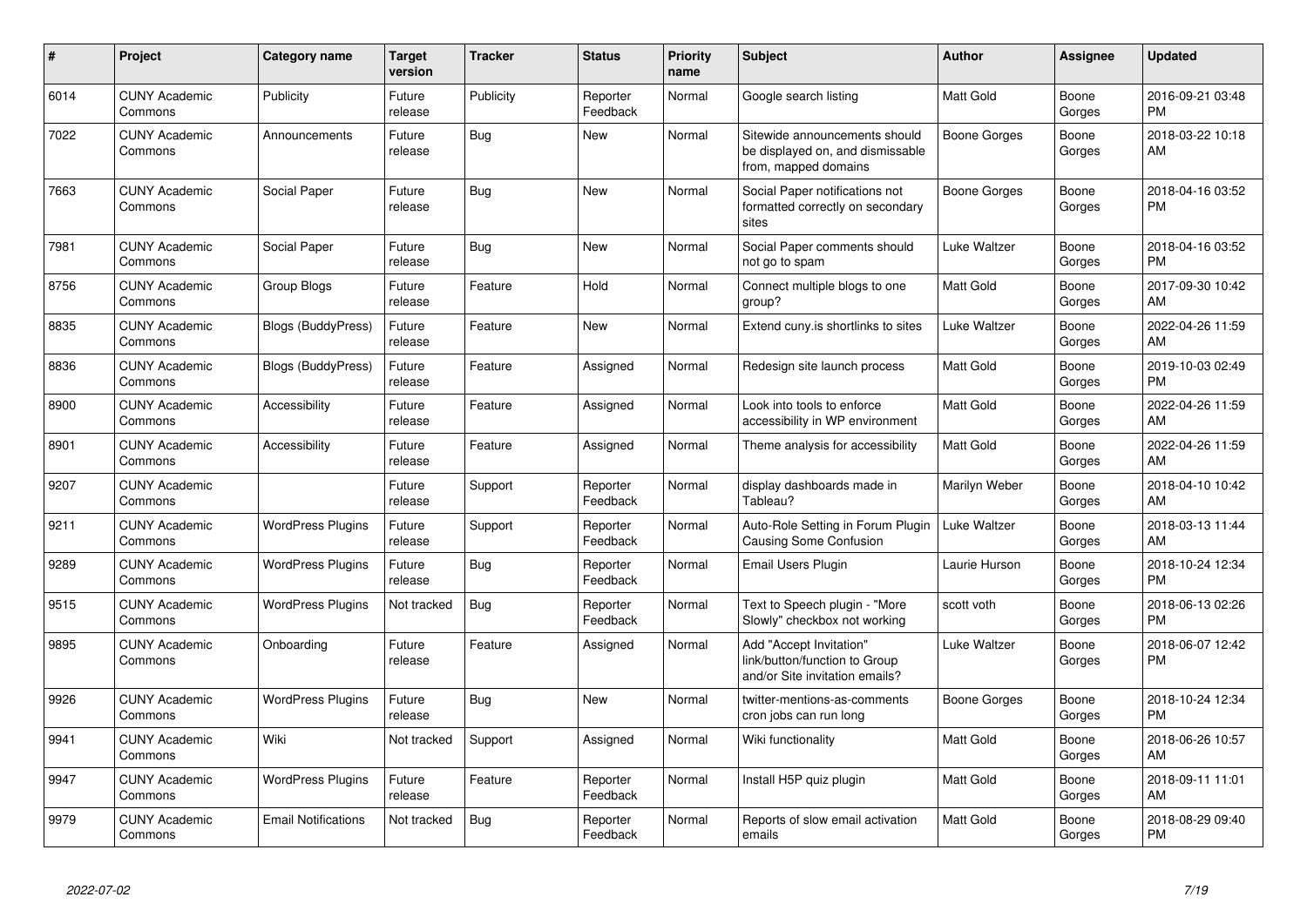| # | Project | Category name | Target version | Tracker | Status | Priority name | Subject | Author | Assignee | Updated |
|---|---|---|---|---|---|---|---|---|---|---|
| 6014 | CUNY Academic Commons | Publicity | Future release | Publicity | Reporter Feedback | Normal | Google search listing | Matt Gold | Boone Gorges | 2016-09-21 03:48 PM |
| 7022 | CUNY Academic Commons | Announcements | Future release | Bug | New | Normal | Sitewide announcements should be displayed on, and dismissable from, mapped domains | Boone Gorges | Boone Gorges | 2018-03-22 10:18 AM |
| 7663 | CUNY Academic Commons | Social Paper | Future release | Bug | New | Normal | Social Paper notifications not formatted correctly on secondary sites | Boone Gorges | Boone Gorges | 2018-04-16 03:52 PM |
| 7981 | CUNY Academic Commons | Social Paper | Future release | Bug | New | Normal | Social Paper comments should not go to spam | Luke Waltzer | Boone Gorges | 2018-04-16 03:52 PM |
| 8756 | CUNY Academic Commons | Group Blogs | Future release | Feature | Hold | Normal | Connect multiple blogs to one group? | Matt Gold | Boone Gorges | 2017-09-30 10:42 AM |
| 8835 | CUNY Academic Commons | Blogs (BuddyPress) | Future release | Feature | New | Normal | Extend cuny.is shortlinks to sites | Luke Waltzer | Boone Gorges | 2022-04-26 11:59 AM |
| 8836 | CUNY Academic Commons | Blogs (BuddyPress) | Future release | Feature | Assigned | Normal | Redesign site launch process | Matt Gold | Boone Gorges | 2019-10-03 02:49 PM |
| 8900 | CUNY Academic Commons | Accessibility | Future release | Feature | Assigned | Normal | Look into tools to enforce accessibility in WP environment | Matt Gold | Boone Gorges | 2022-04-26 11:59 AM |
| 8901 | CUNY Academic Commons | Accessibility | Future release | Feature | Assigned | Normal | Theme analysis for accessibility | Matt Gold | Boone Gorges | 2022-04-26 11:59 AM |
| 9207 | CUNY Academic Commons | | Future release | Support | Reporter Feedback | Normal | display dashboards made in Tableau? | Marilyn Weber | Boone Gorges | 2018-04-10 10:42 AM |
| 9211 | CUNY Academic Commons | WordPress Plugins | Future release | Support | Reporter Feedback | Normal | Auto-Role Setting in Forum Plugin Causing Some Confusion | Luke Waltzer | Boone Gorges | 2018-03-13 11:44 AM |
| 9289 | CUNY Academic Commons | WordPress Plugins | Future release | Bug | Reporter Feedback | Normal | Email Users Plugin | Laurie Hurson | Boone Gorges | 2018-10-24 12:34 PM |
| 9515 | CUNY Academic Commons | WordPress Plugins | Not tracked | Bug | Reporter Feedback | Normal | Text to Speech plugin - "More Slowly" checkbox not working | scott voth | Boone Gorges | 2018-06-13 02:26 PM |
| 9895 | CUNY Academic Commons | Onboarding | Future release | Feature | Assigned | Normal | Add "Accept Invitation" link/button/function to Group and/or Site invitation emails? | Luke Waltzer | Boone Gorges | 2018-06-07 12:42 PM |
| 9926 | CUNY Academic Commons | WordPress Plugins | Future release | Bug | New | Normal | twitter-mentions-as-comments cron jobs can run long | Boone Gorges | Boone Gorges | 2018-10-24 12:34 PM |
| 9941 | CUNY Academic Commons | Wiki | Not tracked | Support | Assigned | Normal | Wiki functionality | Matt Gold | Boone Gorges | 2018-06-26 10:57 AM |
| 9947 | CUNY Academic Commons | WordPress Plugins | Future release | Feature | Reporter Feedback | Normal | Install H5P quiz plugin | Matt Gold | Boone Gorges | 2018-09-11 11:01 AM |
| 9979 | CUNY Academic Commons | Email Notifications | Not tracked | Bug | Reporter Feedback | Normal | Reports of slow email activation emails | Matt Gold | Boone Gorges | 2018-08-29 09:40 PM |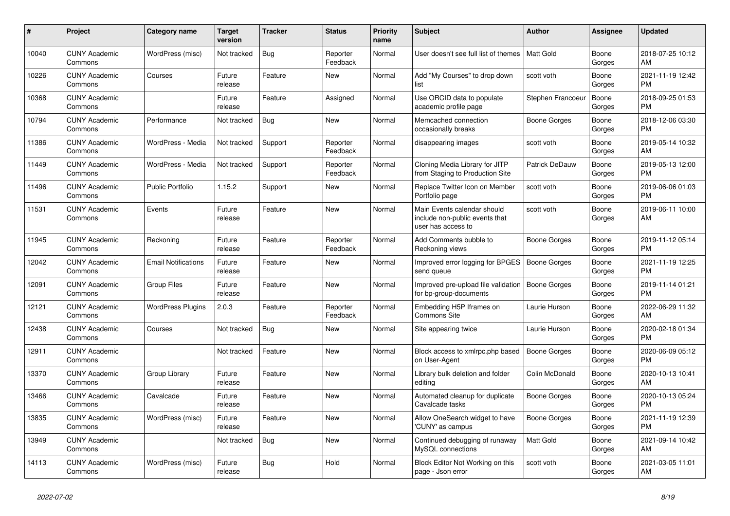| # | Project | Category name | Target version | Tracker | Status | Priority name | Subject | Author | Assignee | Updated |
|---|---|---|---|---|---|---|---|---|---|---|
| 10040 | CUNY Academic Commons | WordPress (misc) | Not tracked | Bug | Reporter Feedback | Normal | User doesn't see full list of themes | Matt Gold | Boone Gorges | 2018-07-25 10:12 AM |
| 10226 | CUNY Academic Commons | Courses | Future release | Feature | New | Normal | Add "My Courses" to drop down list | scott voth | Boone Gorges | 2021-11-19 12:42 PM |
| 10368 | CUNY Academic Commons | | Future release | Feature | Assigned | Normal | Use ORCID data to populate academic profile page | Stephen Francoeur | Boone Gorges | 2018-09-25 01:53 PM |
| 10794 | CUNY Academic Commons | Performance | Not tracked | Bug | New | Normal | Memcached connection occasionally breaks | Boone Gorges | Boone Gorges | 2018-12-06 03:30 PM |
| 11386 | CUNY Academic Commons | WordPress - Media | Not tracked | Support | Reporter Feedback | Normal | disappearing images | scott voth | Boone Gorges | 2019-05-14 10:32 AM |
| 11449 | CUNY Academic Commons | WordPress - Media | Not tracked | Support | Reporter Feedback | Normal | Cloning Media Library for JITP from Staging to Production Site | Patrick DeDauw | Boone Gorges | 2019-05-13 12:00 PM |
| 11496 | CUNY Academic Commons | Public Portfolio | 1.15.2 | Support | New | Normal | Replace Twitter Icon on Member Portfolio page | scott voth | Boone Gorges | 2019-06-06 01:03 PM |
| 11531 | CUNY Academic Commons | Events | Future release | Feature | New | Normal | Main Events calendar should include non-public events that user has access to | scott voth | Boone Gorges | 2019-06-11 10:00 AM |
| 11945 | CUNY Academic Commons | Reckoning | Future release | Feature | Reporter Feedback | Normal | Add Comments bubble to Reckoning views | Boone Gorges | Boone Gorges | 2019-11-12 05:14 PM |
| 12042 | CUNY Academic Commons | Email Notifications | Future release | Feature | New | Normal | Improved error logging for BPGES send queue | Boone Gorges | Boone Gorges | 2021-11-19 12:25 PM |
| 12091 | CUNY Academic Commons | Group Files | Future release | Feature | New | Normal | Improved pre-upload file validation for bp-group-documents | Boone Gorges | Boone Gorges | 2019-11-14 01:21 PM |
| 12121 | CUNY Academic Commons | WordPress Plugins | 2.0.3 | Feature | Reporter Feedback | Normal | Embedding H5P Iframes on Commons Site | Laurie Hurson | Boone Gorges | 2022-06-29 11:32 AM |
| 12438 | CUNY Academic Commons | Courses | Not tracked | Bug | New | Normal | Site appearing twice | Laurie Hurson | Boone Gorges | 2020-02-18 01:34 PM |
| 12911 | CUNY Academic Commons | | Not tracked | Feature | New | Normal | Block access to xmlrpc.php based on User-Agent | Boone Gorges | Boone Gorges | 2020-06-09 05:12 PM |
| 13370 | CUNY Academic Commons | Group Library | Future release | Feature | New | Normal | Library bulk deletion and folder editing | Colin McDonald | Boone Gorges | 2020-10-13 10:41 AM |
| 13466 | CUNY Academic Commons | Cavalcade | Future release | Feature | New | Normal | Automated cleanup for duplicate Cavalcade tasks | Boone Gorges | Boone Gorges | 2020-10-13 05:24 PM |
| 13835 | CUNY Academic Commons | WordPress (misc) | Future release | Feature | New | Normal | Allow OneSearch widget to have 'CUNY' as campus | Boone Gorges | Boone Gorges | 2021-11-19 12:39 PM |
| 13949 | CUNY Academic Commons | | Not tracked | Bug | New | Normal | Continued debugging of runaway MySQL connections | Matt Gold | Boone Gorges | 2021-09-14 10:42 AM |
| 14113 | CUNY Academic Commons | WordPress (misc) | Future release | Bug | Hold | Normal | Block Editor Not Working on this page - Json error | scott voth | Boone Gorges | 2021-03-05 11:01 AM |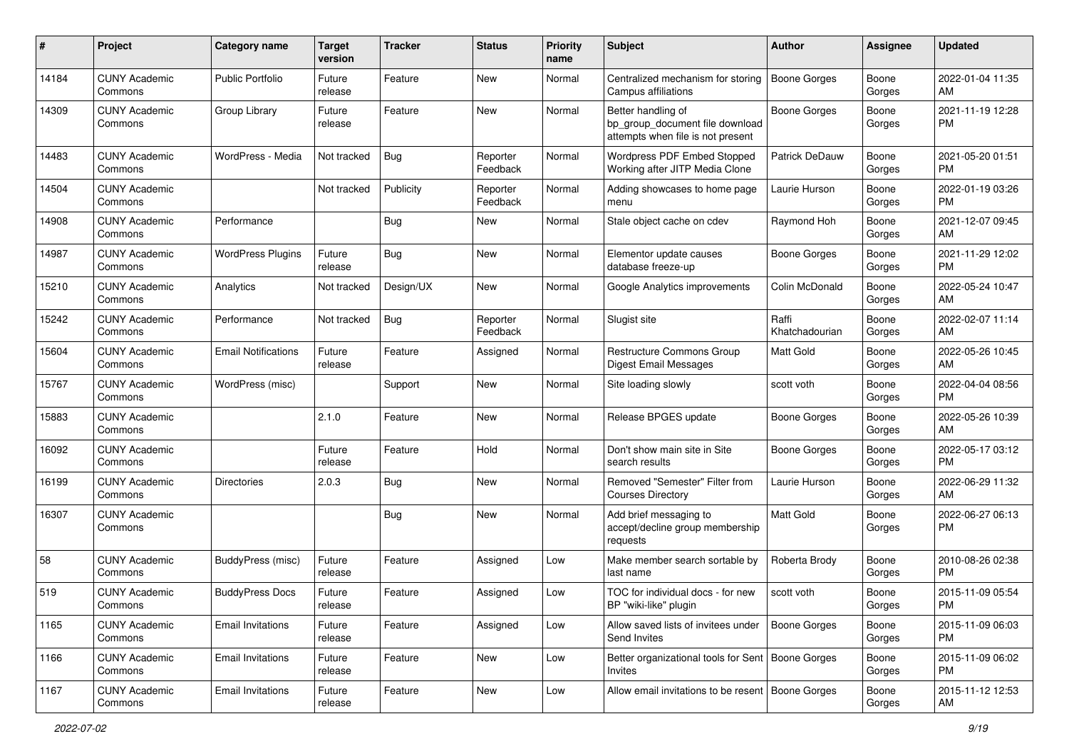| # | Project | Category name | Target version | Tracker | Status | Priority name | Subject | Author | Assignee | Updated |
|---|---|---|---|---|---|---|---|---|---|---|
| 14184 | CUNY Academic Commons | Public Portfolio | Future release | Feature | New | Normal | Centralized mechanism for storing Campus affiliations | Boone Gorges | Boone Gorges | 2022-01-04 11:35 AM |
| 14309 | CUNY Academic Commons | Group Library | Future release | Feature | New | Normal | Better handling of bp_group_document file download attempts when file is not present | Boone Gorges | Boone Gorges | 2021-11-19 12:28 PM |
| 14483 | CUNY Academic Commons | WordPress - Media | Not tracked | Bug | Reporter Feedback | Normal | Wordpress PDF Embed Stopped Working after JITP Media Clone | Patrick DeDauw | Boone Gorges | 2021-05-20 01:51 PM |
| 14504 | CUNY Academic Commons | | Not tracked | Publicity | Reporter Feedback | Normal | Adding showcases to home page menu | Laurie Hurson | Boone Gorges | 2022-01-19 03:26 PM |
| 14908 | CUNY Academic Commons | Performance | | Bug | New | Normal | Stale object cache on cdev | Raymond Hoh | Boone Gorges | 2021-12-07 09:45 AM |
| 14987 | CUNY Academic Commons | WordPress Plugins | Future release | Bug | New | Normal | Elementor update causes database freeze-up | Boone Gorges | Boone Gorges | 2021-11-29 12:02 PM |
| 15210 | CUNY Academic Commons | Analytics | Not tracked | Design/UX | New | Normal | Google Analytics improvements | Colin McDonald | Boone Gorges | 2022-05-24 10:47 AM |
| 15242 | CUNY Academic Commons | Performance | Not tracked | Bug | Reporter Feedback | Normal | Slugist site | Raffi Khatchadourian | Boone Gorges | 2022-02-07 11:14 AM |
| 15604 | CUNY Academic Commons | Email Notifications | Future release | Feature | Assigned | Normal | Restructure Commons Group Digest Email Messages | Matt Gold | Boone Gorges | 2022-05-26 10:45 AM |
| 15767 | CUNY Academic Commons | WordPress (misc) | | Support | New | Normal | Site loading slowly | scott voth | Boone Gorges | 2022-04-04 08:56 PM |
| 15883 | CUNY Academic Commons | | 2.1.0 | Feature | New | Normal | Release BPGES update | Boone Gorges | Boone Gorges | 2022-05-26 10:39 AM |
| 16092 | CUNY Academic Commons | | Future release | Feature | Hold | Normal | Don't show main site in Site search results | Boone Gorges | Boone Gorges | 2022-05-17 03:12 PM |
| 16199 | CUNY Academic Commons | Directories | 2.0.3 | Bug | New | Normal | Removed "Semester" Filter from Courses Directory | Laurie Hurson | Boone Gorges | 2022-06-29 11:32 AM |
| 16307 | CUNY Academic Commons | | | Bug | New | Normal | Add brief messaging to accept/decline group membership requests | Matt Gold | Boone Gorges | 2022-06-27 06:13 PM |
| 58 | CUNY Academic Commons | BuddyPress (misc) | Future release | Feature | Assigned | Low | Make member search sortable by last name | Roberta Brody | Boone Gorges | 2010-08-26 02:38 PM |
| 519 | CUNY Academic Commons | BuddyPress Docs | Future release | Feature | Assigned | Low | TOC for individual docs - for new BP "wiki-like" plugin | scott voth | Boone Gorges | 2015-11-09 05:54 PM |
| 1165 | CUNY Academic Commons | Email Invitations | Future release | Feature | Assigned | Low | Allow saved lists of invitees under Send Invites | Boone Gorges | Boone Gorges | 2015-11-09 06:03 PM |
| 1166 | CUNY Academic Commons | Email Invitations | Future release | Feature | New | Low | Better organizational tools for Sent Invites | Boone Gorges | Boone Gorges | 2015-11-09 06:02 PM |
| 1167 | CUNY Academic Commons | Email Invitations | Future release | Feature | New | Low | Allow email invitations to be resent | Boone Gorges | Boone Gorges | 2015-11-12 12:53 AM |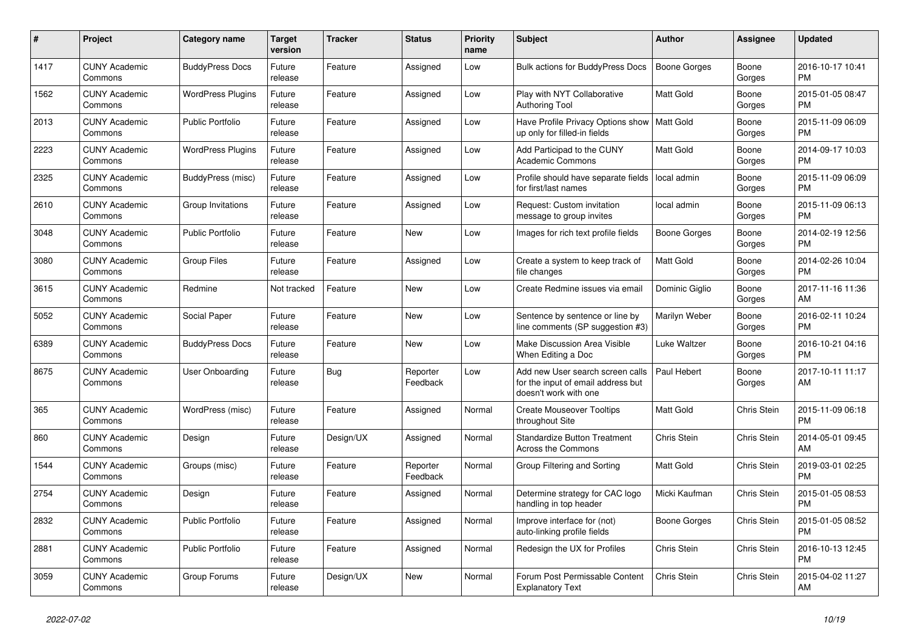| # | Project | Category name | Target version | Tracker | Status | Priority name | Subject | Author | Assignee | Updated |
|---|---|---|---|---|---|---|---|---|---|---|
| 1417 | CUNY Academic Commons | BuddyPress Docs | Future release | Feature | Assigned | Low | Bulk actions for BuddyPress Docs | Boone Gorges | Boone Gorges | 2016-10-17 10:41 PM |
| 1562 | CUNY Academic Commons | WordPress Plugins | Future release | Feature | Assigned | Low | Play with NYT Collaborative Authoring Tool | Matt Gold | Boone Gorges | 2015-01-05 08:47 PM |
| 2013 | CUNY Academic Commons | Public Portfolio | Future release | Feature | Assigned | Low | Have Profile Privacy Options show up only for filled-in fields | Matt Gold | Boone Gorges | 2015-11-09 06:09 PM |
| 2223 | CUNY Academic Commons | WordPress Plugins | Future release | Feature | Assigned | Low | Add Participad to the CUNY Academic Commons | Matt Gold | Boone Gorges | 2014-09-17 10:03 PM |
| 2325 | CUNY Academic Commons | BuddyPress (misc) | Future release | Feature | Assigned | Low | Profile should have separate fields for first/last names | local admin | Boone Gorges | 2015-11-09 06:09 PM |
| 2610 | CUNY Academic Commons | Group Invitations | Future release | Feature | Assigned | Low | Request: Custom invitation message to group invites | local admin | Boone Gorges | 2015-11-09 06:13 PM |
| 3048 | CUNY Academic Commons | Public Portfolio | Future release | Feature | New | Low | Images for rich text profile fields | Boone Gorges | Boone Gorges | 2014-02-19 12:56 PM |
| 3080 | CUNY Academic Commons | Group Files | Future release | Feature | Assigned | Low | Create a system to keep track of file changes | Matt Gold | Boone Gorges | 2014-02-26 10:04 PM |
| 3615 | CUNY Academic Commons | Redmine | Not tracked | Feature | New | Low | Create Redmine issues via email | Dominic Giglio | Boone Gorges | 2017-11-16 11:36 AM |
| 5052 | CUNY Academic Commons | Social Paper | Future release | Feature | New | Low | Sentence by sentence or line by line comments (SP suggestion #3) | Marilyn Weber | Boone Gorges | 2016-02-11 10:24 PM |
| 6389 | CUNY Academic Commons | BuddyPress Docs | Future release | Feature | New | Low | Make Discussion Area Visible When Editing a Doc | Luke Waltzer | Boone Gorges | 2016-10-21 04:16 PM |
| 8675 | CUNY Academic Commons | User Onboarding | Future release | Bug | Reporter Feedback | Low | Add new User search screen calls for the input of email address but doesn't work with one | Paul Hebert | Boone Gorges | 2017-10-11 11:17 AM |
| 365 | CUNY Academic Commons | WordPress (misc) | Future release | Feature | Assigned | Normal | Create Mouseover Tooltips throughout Site | Matt Gold | Chris Stein | 2015-11-09 06:18 PM |
| 860 | CUNY Academic Commons | Design | Future release | Design/UX | Assigned | Normal | Standardize Button Treatment Across the Commons | Chris Stein | Chris Stein | 2014-05-01 09:45 AM |
| 1544 | CUNY Academic Commons | Groups (misc) | Future release | Feature | Reporter Feedback | Normal | Group Filtering and Sorting | Matt Gold | Chris Stein | 2019-03-01 02:25 PM |
| 2754 | CUNY Academic Commons | Design | Future release | Feature | Assigned | Normal | Determine strategy for CAC logo handling in top header | Micki Kaufman | Chris Stein | 2015-01-05 08:53 PM |
| 2832 | CUNY Academic Commons | Public Portfolio | Future release | Feature | Assigned | Normal | Improve interface for (not) auto-linking profile fields | Boone Gorges | Chris Stein | 2015-01-05 08:52 PM |
| 2881 | CUNY Academic Commons | Public Portfolio | Future release | Feature | Assigned | Normal | Redesign the UX for Profiles | Chris Stein | Chris Stein | 2016-10-13 12:45 PM |
| 3059 | CUNY Academic Commons | Group Forums | Future release | Design/UX | New | Normal | Forum Post Permissable Content Explanatory Text | Chris Stein | Chris Stein | 2015-04-02 11:27 AM |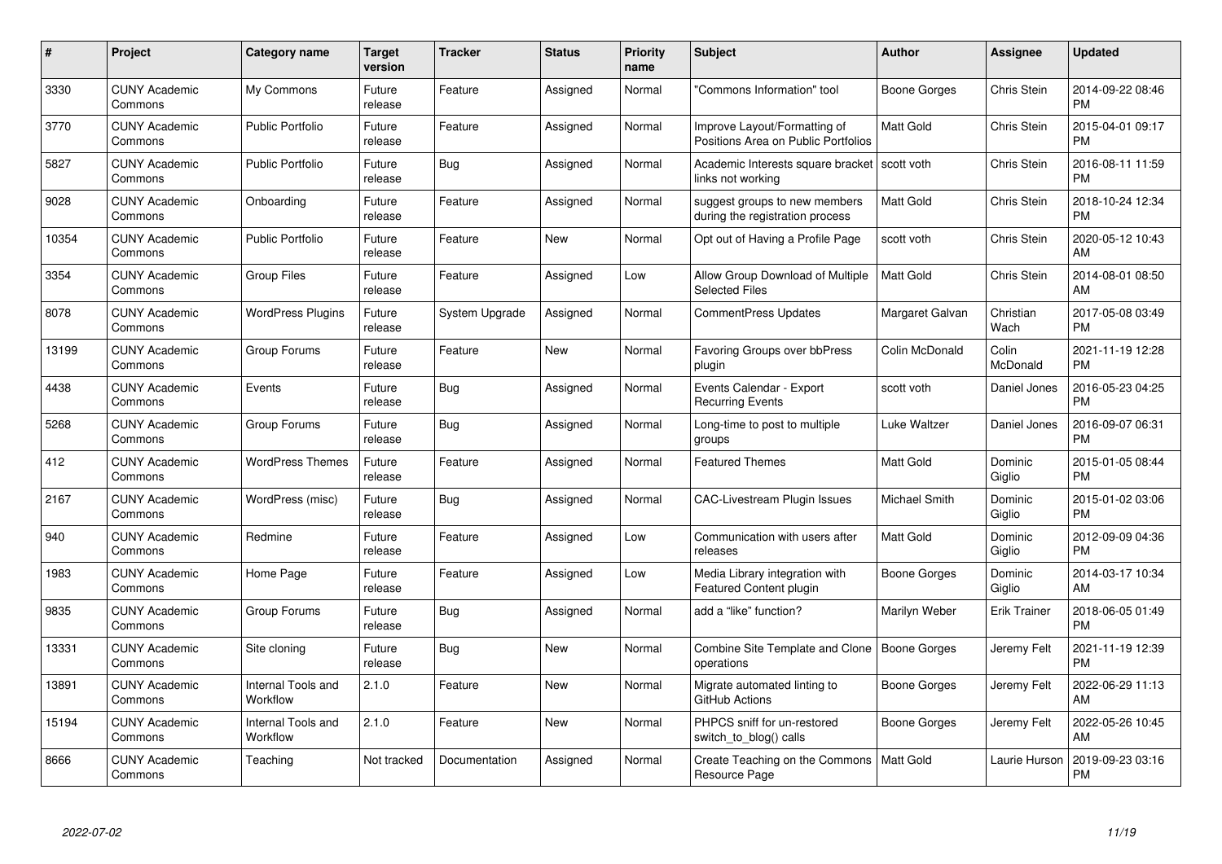| # | Project | Category name | Target version | Tracker | Status | Priority name | Subject | Author | Assignee | Updated |
| --- | --- | --- | --- | --- | --- | --- | --- | --- | --- | --- |
| 3330 | CUNY Academic Commons | My Commons | Future release | Feature | Assigned | Normal | "Commons Information" tool | Boone Gorges | Chris Stein | 2014-09-22 08:46 PM |
| 3770 | CUNY Academic Commons | Public Portfolio | Future release | Feature | Assigned | Normal | Improve Layout/Formatting of Positions Area on Public Portfolios | Matt Gold | Chris Stein | 2015-04-01 09:17 PM |
| 5827 | CUNY Academic Commons | Public Portfolio | Future release | Bug | Assigned | Normal | Academic Interests square bracket links not working | scott voth | Chris Stein | 2016-08-11 11:59 PM |
| 9028 | CUNY Academic Commons | Onboarding | Future release | Feature | Assigned | Normal | suggest groups to new members during the registration process | Matt Gold | Chris Stein | 2018-10-24 12:34 PM |
| 10354 | CUNY Academic Commons | Public Portfolio | Future release | Feature | New | Normal | Opt out of Having a Profile Page | scott voth | Chris Stein | 2020-05-12 10:43 AM |
| 3354 | CUNY Academic Commons | Group Files | Future release | Feature | Assigned | Low | Allow Group Download of Multiple Selected Files | Matt Gold | Chris Stein | 2014-08-01 08:50 AM |
| 8078 | CUNY Academic Commons | WordPress Plugins | Future release | System Upgrade | Assigned | Normal | CommentPress Updates | Margaret Galvan | Christian Wach | 2017-05-08 03:49 PM |
| 13199 | CUNY Academic Commons | Group Forums | Future release | Feature | New | Normal | Favoring Groups over bbPress plugin | Colin McDonald | Colin McDonald | 2021-11-19 12:28 PM |
| 4438 | CUNY Academic Commons | Events | Future release | Bug | Assigned | Normal | Events Calendar - Export Recurring Events | scott voth | Daniel Jones | 2016-05-23 04:25 PM |
| 5268 | CUNY Academic Commons | Group Forums | Future release | Bug | Assigned | Normal | Long-time to post to multiple groups | Luke Waltzer | Daniel Jones | 2016-09-07 06:31 PM |
| 412 | CUNY Academic Commons | WordPress Themes | Future release | Feature | Assigned | Normal | Featured Themes | Matt Gold | Dominic Giglio | 2015-01-05 08:44 PM |
| 2167 | CUNY Academic Commons | WordPress (misc) | Future release | Bug | Assigned | Normal | CAC-Livestream Plugin Issues | Michael Smith | Dominic Giglio | 2015-01-02 03:06 PM |
| 940 | CUNY Academic Commons | Redmine | Future release | Feature | Assigned | Low | Communication with users after releases | Matt Gold | Dominic Giglio | 2012-09-09 04:36 PM |
| 1983 | CUNY Academic Commons | Home Page | Future release | Feature | Assigned | Low | Media Library integration with Featured Content plugin | Boone Gorges | Dominic Giglio | 2014-03-17 10:34 AM |
| 9835 | CUNY Academic Commons | Group Forums | Future release | Bug | Assigned | Normal | add a "like" function? | Marilyn Weber | Erik Trainer | 2018-06-05 01:49 PM |
| 13331 | CUNY Academic Commons | Site cloning | Future release | Bug | New | Normal | Combine Site Template and Clone operations | Boone Gorges | Jeremy Felt | 2021-11-19 12:39 PM |
| 13891 | CUNY Academic Commons | Internal Tools and Workflow | 2.1.0 | Feature | New | Normal | Migrate automated linting to GitHub Actions | Boone Gorges | Jeremy Felt | 2022-06-29 11:13 AM |
| 15194 | CUNY Academic Commons | Internal Tools and Workflow | 2.1.0 | Feature | New | Normal | PHPCS sniff for un-restored switch_to_blog() calls | Boone Gorges | Jeremy Felt | 2022-05-26 10:45 AM |
| 8666 | CUNY Academic Commons | Teaching | Not tracked | Documentation | Assigned | Normal | Create Teaching on the Commons Resource Page | Matt Gold | Laurie Hurson | 2019-09-23 03:16 PM |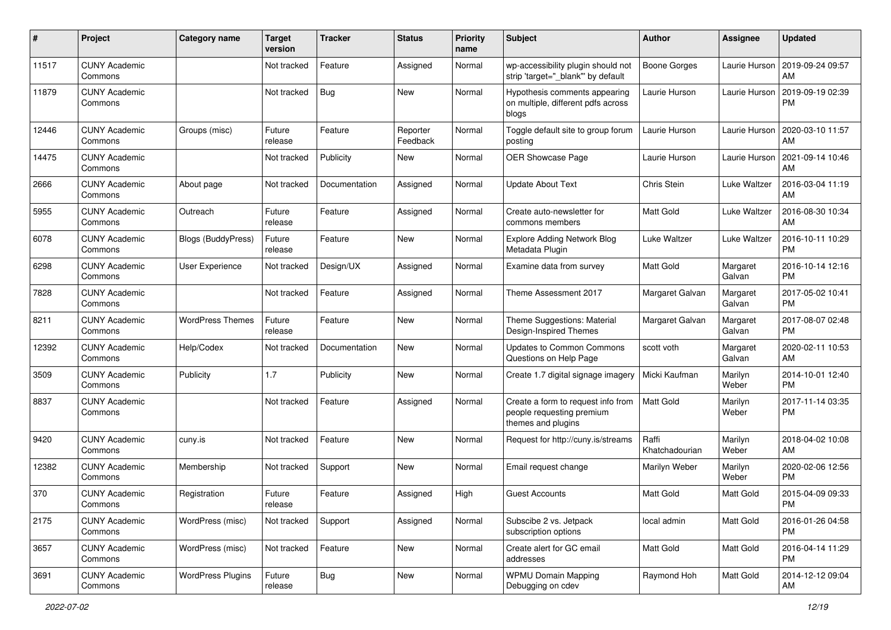| # | Project | Category name | Target version | Tracker | Status | Priority name | Subject | Author | Assignee | Updated |
|---|---|---|---|---|---|---|---|---|---|---|
| 11517 | CUNY Academic Commons | | Not tracked | Feature | Assigned | Normal | wp-accessibility plugin should not strip 'target="_blank"' by default | Boone Gorges | Laurie Hurson | 2019-09-24 09:57 AM |
| 11879 | CUNY Academic Commons | | Not tracked | Bug | New | Normal | Hypothesis comments appearing on multiple, different pdfs across blogs | Laurie Hurson | Laurie Hurson | 2019-09-19 02:39 PM |
| 12446 | CUNY Academic Commons | Groups (misc) | Future release | Feature | Reporter Feedback | Normal | Toggle default site to group forum posting | Laurie Hurson | Laurie Hurson | 2020-03-10 11:57 AM |
| 14475 | CUNY Academic Commons | | Not tracked | Publicity | New | Normal | OER Showcase Page | Laurie Hurson | Laurie Hurson | 2021-09-14 10:46 AM |
| 2666 | CUNY Academic Commons | About page | Not tracked | Documentation | Assigned | Normal | Update About Text | Chris Stein | Luke Waltzer | 2016-03-04 11:19 AM |
| 5955 | CUNY Academic Commons | Outreach | Future release | Feature | Assigned | Normal | Create auto-newsletter for commons members | Matt Gold | Luke Waltzer | 2016-08-30 10:34 AM |
| 6078 | CUNY Academic Commons | Blogs (BuddyPress) | Future release | Feature | New | Normal | Explore Adding Network Blog Metadata Plugin | Luke Waltzer | Luke Waltzer | 2016-10-11 10:29 PM |
| 6298 | CUNY Academic Commons | User Experience | Not tracked | Design/UX | Assigned | Normal | Examine data from survey | Matt Gold | Margaret Galvan | 2016-10-14 12:16 PM |
| 7828 | CUNY Academic Commons | | Not tracked | Feature | Assigned | Normal | Theme Assessment 2017 | Margaret Galvan | Margaret Galvan | 2017-05-02 10:41 PM |
| 8211 | CUNY Academic Commons | WordPress Themes | Future release | Feature | New | Normal | Theme Suggestions: Material Design-Inspired Themes | Margaret Galvan | Margaret Galvan | 2017-08-07 02:48 PM |
| 12392 | CUNY Academic Commons | Help/Codex | Not tracked | Documentation | New | Normal | Updates to Common Commons Questions on Help Page | scott voth | Margaret Galvan | 2020-02-11 10:53 AM |
| 3509 | CUNY Academic Commons | Publicity | 1.7 | Publicity | New | Normal | Create 1.7 digital signage imagery | Micki Kaufman | Marilyn Weber | 2014-10-01 12:40 PM |
| 8837 | CUNY Academic Commons | | Not tracked | Feature | Assigned | Normal | Create a form to request info from people requesting premium themes and plugins | Matt Gold | Marilyn Weber | 2017-11-14 03:35 PM |
| 9420 | CUNY Academic Commons | cuny.is | Not tracked | Feature | New | Normal | Request for http://cuny.is/streams | Raffi Khatchadourian | Marilyn Weber | 2018-04-02 10:08 AM |
| 12382 | CUNY Academic Commons | Membership | Not tracked | Support | New | Normal | Email request change | Marilyn Weber | Marilyn Weber | 2020-02-06 12:56 PM |
| 370 | CUNY Academic Commons | Registration | Future release | Feature | Assigned | High | Guest Accounts | Matt Gold | Matt Gold | 2015-04-09 09:33 PM |
| 2175 | CUNY Academic Commons | WordPress (misc) | Not tracked | Support | Assigned | Normal | Subscibe 2 vs. Jetpack subscription options | local admin | Matt Gold | 2016-01-26 04:58 PM |
| 3657 | CUNY Academic Commons | WordPress (misc) | Not tracked | Feature | New | Normal | Create alert for GC email addresses | Matt Gold | Matt Gold | 2016-04-14 11:29 PM |
| 3691 | CUNY Academic Commons | WordPress Plugins | Future release | Bug | New | Normal | WPMU Domain Mapping Debugging on cdev | Raymond Hoh | Matt Gold | 2014-12-12 09:04 AM |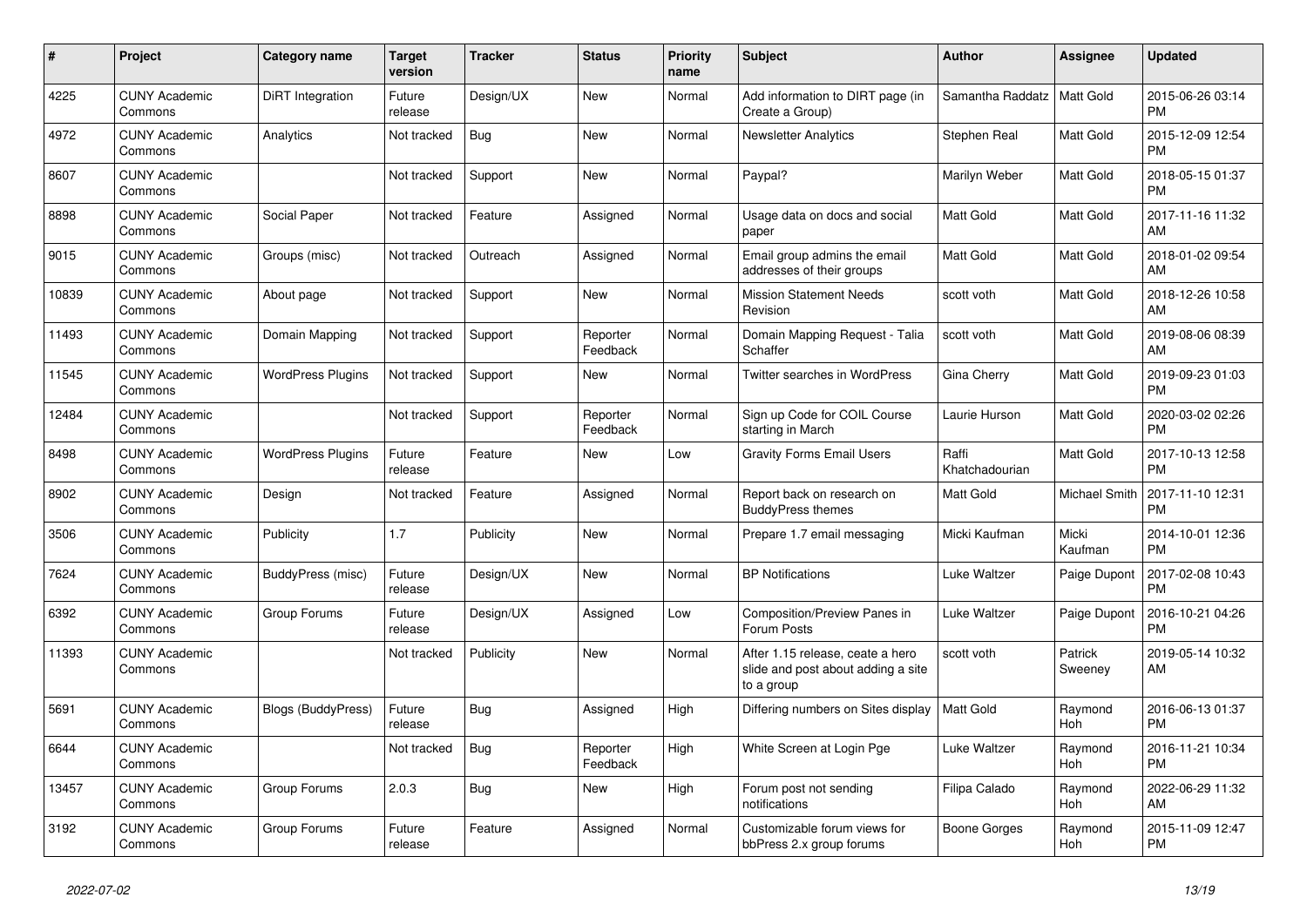| # | Project | Category name | Target version | Tracker | Status | Priority name | Subject | Author | Assignee | Updated |
|---|---|---|---|---|---|---|---|---|---|---|
| 4225 | CUNY Academic Commons | DiRT Integration | Future release | Design/UX | New | Normal | Add information to DIRT page (in Create a Group) | Samantha Raddatz | Matt Gold | 2015-06-26 03:14 PM |
| 4972 | CUNY Academic Commons | Analytics | Not tracked | Bug | New | Normal | Newsletter Analytics | Stephen Real | Matt Gold | 2015-12-09 12:54 PM |
| 8607 | CUNY Academic Commons | | Not tracked | Support | New | Normal | Paypal? | Marilyn Weber | Matt Gold | 2018-05-15 01:37 PM |
| 8898 | CUNY Academic Commons | Social Paper | Not tracked | Feature | Assigned | Normal | Usage data on docs and social paper | Matt Gold | Matt Gold | 2017-11-16 11:32 AM |
| 9015 | CUNY Academic Commons | Groups (misc) | Not tracked | Outreach | Assigned | Normal | Email group admins the email addresses of their groups | Matt Gold | Matt Gold | 2018-01-02 09:54 AM |
| 10839 | CUNY Academic Commons | About page | Not tracked | Support | New | Normal | Mission Statement Needs Revision | scott voth | Matt Gold | 2018-12-26 10:58 AM |
| 11493 | CUNY Academic Commons | Domain Mapping | Not tracked | Support | Reporter Feedback | Normal | Domain Mapping Request - Talia Schaffer | scott voth | Matt Gold | 2019-08-06 08:39 AM |
| 11545 | CUNY Academic Commons | WordPress Plugins | Not tracked | Support | New | Normal | Twitter searches in WordPress | Gina Cherry | Matt Gold | 2019-09-23 01:03 PM |
| 12484 | CUNY Academic Commons | | Not tracked | Support | Reporter Feedback | Normal | Sign up Code for COIL Course starting in March | Laurie Hurson | Matt Gold | 2020-03-02 02:26 PM |
| 8498 | CUNY Academic Commons | WordPress Plugins | Future release | Feature | New | Low | Gravity Forms Email Users | Raffi Khatchadourian | Matt Gold | 2017-10-13 12:58 PM |
| 8902 | CUNY Academic Commons | Design | Not tracked | Feature | Assigned | Normal | Report back on research on BuddyPress themes | Matt Gold | Michael Smith | 2017-11-10 12:31 PM |
| 3506 | CUNY Academic Commons | Publicity | 1.7 | Publicity | New | Normal | Prepare 1.7 email messaging | Micki Kaufman | Micki Kaufman | 2014-10-01 12:36 PM |
| 7624 | CUNY Academic Commons | BuddyPress (misc) | Future release | Design/UX | New | Normal | BP Notifications | Luke Waltzer | Paige Dupont | 2017-02-08 10:43 PM |
| 6392 | CUNY Academic Commons | Group Forums | Future release | Design/UX | Assigned | Low | Composition/Preview Panes in Forum Posts | Luke Waltzer | Paige Dupont | 2016-10-21 04:26 PM |
| 11393 | CUNY Academic Commons | | Not tracked | Publicity | New | Normal | After 1.15 release, ceate a hero slide and post about adding a site to a group | scott voth | Patrick Sweeney | 2019-05-14 10:32 AM |
| 5691 | CUNY Academic Commons | Blogs (BuddyPress) | Future release | Bug | Assigned | High | Differing numbers on Sites display | Matt Gold | Raymond Hoh | 2016-06-13 01:37 PM |
| 6644 | CUNY Academic Commons | | Not tracked | Bug | Reporter Feedback | High | White Screen at Login Pge | Luke Waltzer | Raymond Hoh | 2016-11-21 10:34 PM |
| 13457 | CUNY Academic Commons | Group Forums | 2.0.3 | Bug | New | High | Forum post not sending notifications | Filipa Calado | Raymond Hoh | 2022-06-29 11:32 AM |
| 3192 | CUNY Academic Commons | Group Forums | Future release | Feature | Assigned | Normal | Customizable forum views for bbPress 2.x group forums | Boone Gorges | Raymond Hoh | 2015-11-09 12:47 PM |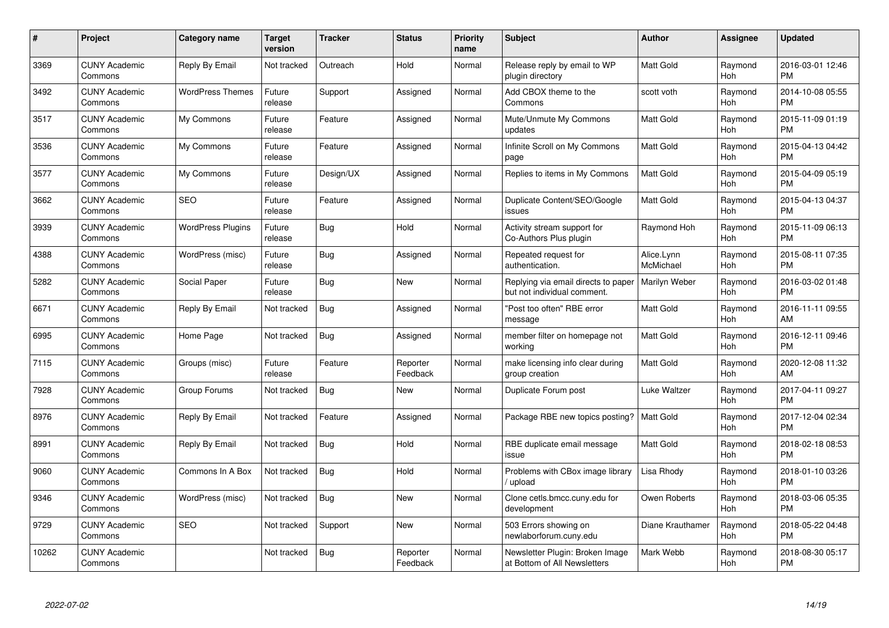| # | Project | Category name | Target version | Tracker | Status | Priority name | Subject | Author | Assignee | Updated |
|---|---|---|---|---|---|---|---|---|---|---|
| 3369 | CUNY Academic Commons | Reply By Email | Not tracked | Outreach | Hold | Normal | Release reply by email to WP plugin directory | Matt Gold | Raymond Hoh | 2016-03-01 12:46 PM |
| 3492 | CUNY Academic Commons | WordPress Themes | Future release | Support | Assigned | Normal | Add CBOX theme to the Commons | scott voth | Raymond Hoh | 2014-10-08 05:55 PM |
| 3517 | CUNY Academic Commons | My Commons | Future release | Feature | Assigned | Normal | Mute/Unmute My Commons updates | Matt Gold | Raymond Hoh | 2015-11-09 01:19 PM |
| 3536 | CUNY Academic Commons | My Commons | Future release | Feature | Assigned | Normal | Infinite Scroll on My Commons page | Matt Gold | Raymond Hoh | 2015-04-13 04:42 PM |
| 3577 | CUNY Academic Commons | My Commons | Future release | Design/UX | Assigned | Normal | Replies to items in My Commons | Matt Gold | Raymond Hoh | 2015-04-09 05:19 PM |
| 3662 | CUNY Academic Commons | SEO | Future release | Feature | Assigned | Normal | Duplicate Content/SEO/Google issues | Matt Gold | Raymond Hoh | 2015-04-13 04:37 PM |
| 3939 | CUNY Academic Commons | WordPress Plugins | Future release | Bug | Hold | Normal | Activity stream support for Co-Authors Plus plugin | Raymond Hoh | Raymond Hoh | 2015-11-09 06:13 PM |
| 4388 | CUNY Academic Commons | WordPress (misc) | Future release | Bug | Assigned | Normal | Repeated request for authentication. | Alice.Lynn McMichael | Raymond Hoh | 2015-08-11 07:35 PM |
| 5282 | CUNY Academic Commons | Social Paper | Future release | Bug | New | Normal | Replying via email directs to paper but not individual comment. | Marilyn Weber | Raymond Hoh | 2016-03-02 01:48 PM |
| 6671 | CUNY Academic Commons | Reply By Email | Not tracked | Bug | Assigned | Normal | "Post too often" RBE error message | Matt Gold | Raymond Hoh | 2016-11-11 09:55 AM |
| 6995 | CUNY Academic Commons | Home Page | Not tracked | Bug | Assigned | Normal | member filter on homepage not working | Matt Gold | Raymond Hoh | 2016-12-11 09:46 PM |
| 7115 | CUNY Academic Commons | Groups (misc) | Future release | Feature | Reporter Feedback | Normal | make licensing info clear during group creation | Matt Gold | Raymond Hoh | 2020-12-08 11:32 AM |
| 7928 | CUNY Academic Commons | Group Forums | Not tracked | Bug | New | Normal | Duplicate Forum post | Luke Waltzer | Raymond Hoh | 2017-04-11 09:27 PM |
| 8976 | CUNY Academic Commons | Reply By Email | Not tracked | Feature | Assigned | Normal | Package RBE new topics posting? | Matt Gold | Raymond Hoh | 2017-12-04 02:34 PM |
| 8991 | CUNY Academic Commons | Reply By Email | Not tracked | Bug | Hold | Normal | RBE duplicate email message issue | Matt Gold | Raymond Hoh | 2018-02-18 08:53 PM |
| 9060 | CUNY Academic Commons | Commons In A Box | Not tracked | Bug | Hold | Normal | Problems with CBox image library / upload | Lisa Rhody | Raymond Hoh | 2018-01-10 03:26 PM |
| 9346 | CUNY Academic Commons | WordPress (misc) | Not tracked | Bug | New | Normal | Clone cetls.bmcc.cuny.edu for development | Owen Roberts | Raymond Hoh | 2018-03-06 05:35 PM |
| 9729 | CUNY Academic Commons | SEO | Not tracked | Support | New | Normal | 503 Errors showing on newlaborforum.cuny.edu | Diane Krauthamer | Raymond Hoh | 2018-05-22 04:48 PM |
| 10262 | CUNY Academic Commons | | Not tracked | Bug | Reporter Feedback | Normal | Newsletter Plugin: Broken Image at Bottom of All Newsletters | Mark Webb | Raymond Hoh | 2018-08-30 05:17 PM |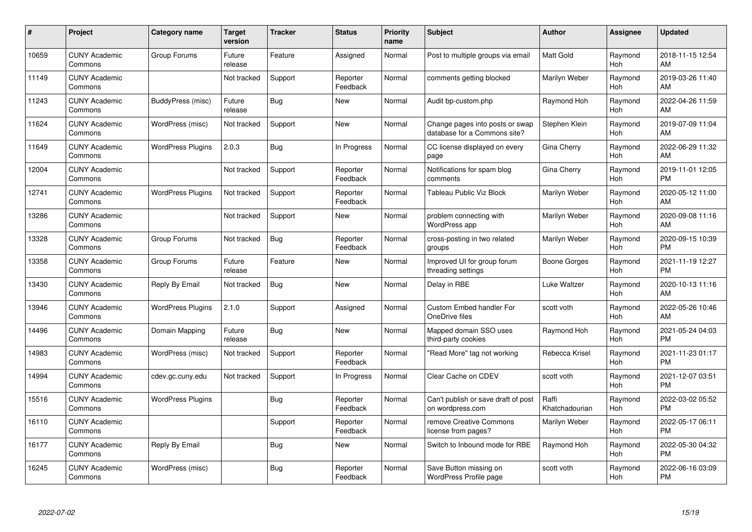| # | Project | Category name | Target version | Tracker | Status | Priority name | Subject | Author | Assignee | Updated |
|---|---|---|---|---|---|---|---|---|---|---|
| 10659 | CUNY Academic Commons | Group Forums | Future release | Feature | Assigned | Normal | Post to multiple groups via email | Matt Gold | Raymond Hoh | 2018-11-15 12:54 AM |
| 11149 | CUNY Academic Commons | | Not tracked | Support | Reporter Feedback | Normal | comments getting blocked | Marilyn Weber | Raymond Hoh | 2019-03-26 11:40 AM |
| 11243 | CUNY Academic Commons | BuddyPress (misc) | Future release | Bug | New | Normal | Audit bp-custom.php | Raymond Hoh | Raymond Hoh | 2022-04-26 11:59 AM |
| 11624 | CUNY Academic Commons | WordPress (misc) | Not tracked | Support | New | Normal | Change pages into posts or swap database for a Commons site? | Stephen Klein | Raymond Hoh | 2019-07-09 11:04 AM |
| 11649 | CUNY Academic Commons | WordPress Plugins | 2.0.3 | Bug | In Progress | Normal | CC license displayed on every page | Gina Cherry | Raymond Hoh | 2022-06-29 11:32 AM |
| 12004 | CUNY Academic Commons | | Not tracked | Support | Reporter Feedback | Normal | Notifications for spam blog comments | Gina Cherry | Raymond Hoh | 2019-11-01 12:05 PM |
| 12741 | CUNY Academic Commons | WordPress Plugins | Not tracked | Support | Reporter Feedback | Normal | Tableau Public Viz Block | Marilyn Weber | Raymond Hoh | 2020-05-12 11:00 AM |
| 13286 | CUNY Academic Commons | | Not tracked | Support | New | Normal | problem connecting with WordPress app | Marilyn Weber | Raymond Hoh | 2020-09-08 11:16 AM |
| 13328 | CUNY Academic Commons | Group Forums | Not tracked | Bug | Reporter Feedback | Normal | cross-posting in two related groups | Marilyn Weber | Raymond Hoh | 2020-09-15 10:39 PM |
| 13358 | CUNY Academic Commons | Group Forums | Future release | Feature | New | Normal | Improved UI for group forum threading settings | Boone Gorges | Raymond Hoh | 2021-11-19 12:27 PM |
| 13430 | CUNY Academic Commons | Reply By Email | Not tracked | Bug | New | Normal | Delay in RBE | Luke Waltzer | Raymond Hoh | 2020-10-13 11:16 AM |
| 13946 | CUNY Academic Commons | WordPress Plugins | 2.1.0 | Support | Assigned | Normal | Custom Embed handler For OneDrive files | scott voth | Raymond Hoh | 2022-05-26 10:46 AM |
| 14496 | CUNY Academic Commons | Domain Mapping | Future release | Bug | New | Normal | Mapped domain SSO uses third-party cookies | Raymond Hoh | Raymond Hoh | 2021-05-24 04:03 PM |
| 14983 | CUNY Academic Commons | WordPress (misc) | Not tracked | Support | Reporter Feedback | Normal | "Read More" tag not working | Rebecca Krisel | Raymond Hoh | 2021-11-23 01:17 PM |
| 14994 | CUNY Academic Commons | cdev.gc.cuny.edu | Not tracked | Support | In Progress | Normal | Clear Cache on CDEV | scott voth | Raymond Hoh | 2021-12-07 03:51 PM |
| 15516 | CUNY Academic Commons | WordPress Plugins | | Bug | Reporter Feedback | Normal | Can't publish or save draft of post on wordpress.com | Raffi Khatchadourian | Raymond Hoh | 2022-03-02 05:52 PM |
| 16110 | CUNY Academic Commons | | | Support | Reporter Feedback | Normal | remove Creative Commons license from pages? | Marilyn Weber | Raymond Hoh | 2022-05-17 06:11 PM |
| 16177 | CUNY Academic Commons | Reply By Email | | Bug | New | Normal | Switch to Inbound mode for RBE | Raymond Hoh | Raymond Hoh | 2022-05-30 04:32 PM |
| 16245 | CUNY Academic Commons | WordPress (misc) | | Bug | Reporter Feedback | Normal | Save Button missing on WordPress Profile page | scott voth | Raymond Hoh | 2022-06-16 03:09 PM |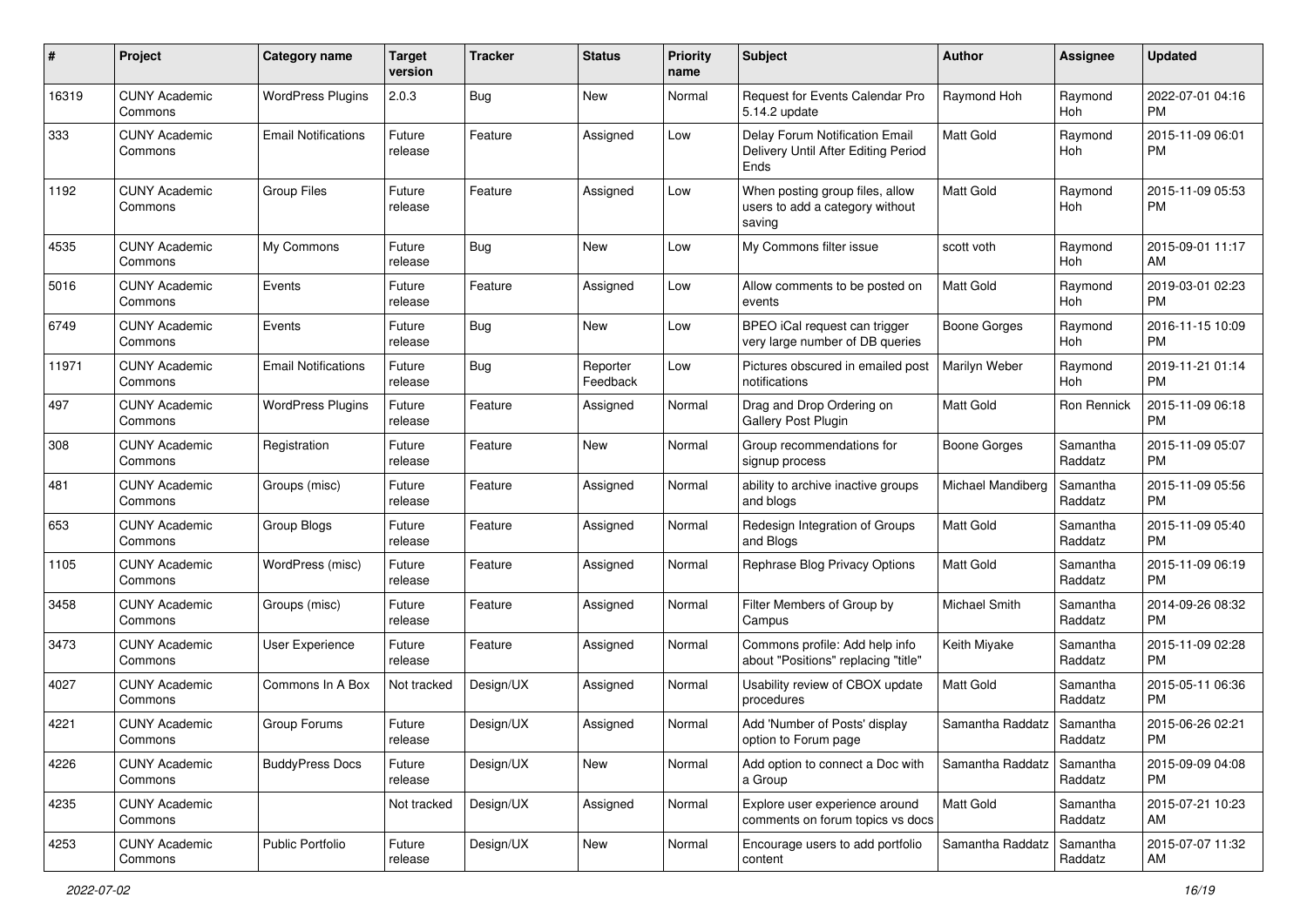| # | Project | Category name | Target version | Tracker | Status | Priority name | Subject | Author | Assignee | Updated |
|---|---|---|---|---|---|---|---|---|---|---|
| 16319 | CUNY Academic Commons | WordPress Plugins | 2.0.3 | Bug | New | Normal | Request for Events Calendar Pro 5.14.2 update | Raymond Hoh | Raymond Hoh | 2022-07-01 04:16 PM |
| 333 | CUNY Academic Commons | Email Notifications | Future release | Feature | Assigned | Low | Delay Forum Notification Email Delivery Until After Editing Period Ends | Matt Gold | Raymond Hoh | 2015-11-09 06:01 PM |
| 1192 | CUNY Academic Commons | Group Files | Future release | Feature | Assigned | Low | When posting group files, allow users to add a category without saving | Matt Gold | Raymond Hoh | 2015-11-09 05:53 PM |
| 4535 | CUNY Academic Commons | My Commons | Future release | Bug | New | Low | My Commons filter issue | scott voth | Raymond Hoh | 2015-09-01 11:17 AM |
| 5016 | CUNY Academic Commons | Events | Future release | Feature | Assigned | Low | Allow comments to be posted on events | Matt Gold | Raymond Hoh | 2019-03-01 02:23 PM |
| 6749 | CUNY Academic Commons | Events | Future release | Bug | New | Low | BPEO iCal request can trigger very large number of DB queries | Boone Gorges | Raymond Hoh | 2016-11-15 10:09 PM |
| 11971 | CUNY Academic Commons | Email Notifications | Future release | Bug | Reporter Feedback | Low | Pictures obscured in emailed post notifications | Marilyn Weber | Raymond Hoh | 2019-11-21 01:14 PM |
| 497 | CUNY Academic Commons | WordPress Plugins | Future release | Feature | Assigned | Normal | Drag and Drop Ordering on Gallery Post Plugin | Matt Gold | Ron Rennick | 2015-11-09 06:18 PM |
| 308 | CUNY Academic Commons | Registration | Future release | Feature | New | Normal | Group recommendations for signup process | Boone Gorges | Samantha Raddatz | 2015-11-09 05:07 PM |
| 481 | CUNY Academic Commons | Groups (misc) | Future release | Feature | Assigned | Normal | ability to archive inactive groups and blogs | Michael Mandiberg | Samantha Raddatz | 2015-11-09 05:56 PM |
| 653 | CUNY Academic Commons | Group Blogs | Future release | Feature | Assigned | Normal | Redesign Integration of Groups and Blogs | Matt Gold | Samantha Raddatz | 2015-11-09 05:40 PM |
| 1105 | CUNY Academic Commons | WordPress (misc) | Future release | Feature | Assigned | Normal | Rephrase Blog Privacy Options | Matt Gold | Samantha Raddatz | 2015-11-09 06:19 PM |
| 3458 | CUNY Academic Commons | Groups (misc) | Future release | Feature | Assigned | Normal | Filter Members of Group by Campus | Michael Smith | Samantha Raddatz | 2014-09-26 08:32 PM |
| 3473 | CUNY Academic Commons | User Experience | Future release | Feature | Assigned | Normal | Commons profile: Add help info about "Positions" replacing "title" | Keith Miyake | Samantha Raddatz | 2015-11-09 02:28 PM |
| 4027 | CUNY Academic Commons | Commons In A Box | Not tracked | Design/UX | Assigned | Normal | Usability review of CBOX update procedures | Matt Gold | Samantha Raddatz | 2015-05-11 06:36 PM |
| 4221 | CUNY Academic Commons | Group Forums | Future release | Design/UX | Assigned | Normal | Add 'Number of Posts' display option to Forum page | Samantha Raddatz | Samantha Raddatz | 2015-06-26 02:21 PM |
| 4226 | CUNY Academic Commons | BuddyPress Docs | Future release | Design/UX | New | Normal | Add option to connect a Doc with a Group | Samantha Raddatz | Samantha Raddatz | 2015-09-09 04:08 PM |
| 4235 | CUNY Academic Commons | | Not tracked | Design/UX | Assigned | Normal | Explore user experience around comments on forum topics vs docs | Matt Gold | Samantha Raddatz | 2015-07-21 10:23 AM |
| 4253 | CUNY Academic Commons | Public Portfolio | Future release | Design/UX | New | Normal | Encourage users to add portfolio content | Samantha Raddatz | Samantha Raddatz | 2015-07-07 11:32 AM |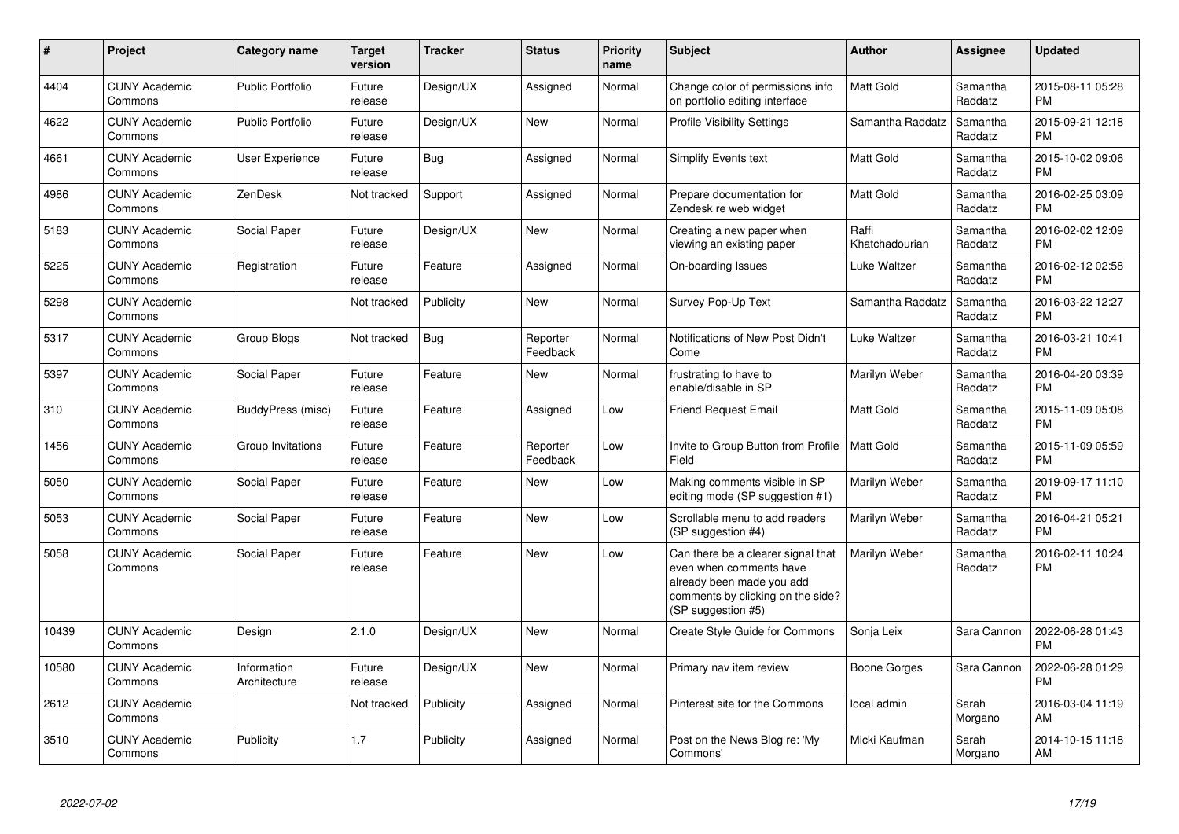| # | Project | Category name | Target version | Tracker | Status | Priority name | Subject | Author | Assignee | Updated |
|---|---|---|---|---|---|---|---|---|---|---|
| 4404 | CUNY Academic Commons | Public Portfolio | Future release | Design/UX | Assigned | Normal | Change color of permissions info on portfolio editing interface | Matt Gold | Samantha Raddatz | 2015-08-11 05:28 PM |
| 4622 | CUNY Academic Commons | Public Portfolio | Future release | Design/UX | New | Normal | Profile Visibility Settings | Samantha Raddatz | Samantha Raddatz | 2015-09-21 12:18 PM |
| 4661 | CUNY Academic Commons | User Experience | Future release | Bug | Assigned | Normal | Simplify Events text | Matt Gold | Samantha Raddatz | 2015-10-02 09:06 PM |
| 4986 | CUNY Academic Commons | ZenDesk | Not tracked | Support | Assigned | Normal | Prepare documentation for Zendesk re web widget | Matt Gold | Samantha Raddatz | 2016-02-25 03:09 PM |
| 5183 | CUNY Academic Commons | Social Paper | Future release | Design/UX | New | Normal | Creating a new paper when viewing an existing paper | Raffi Khatchadourian | Samantha Raddatz | 2016-02-02 12:09 PM |
| 5225 | CUNY Academic Commons | Registration | Future release | Feature | Assigned | Normal | On-boarding Issues | Luke Waltzer | Samantha Raddatz | 2016-02-12 02:58 PM |
| 5298 | CUNY Academic Commons | | Not tracked | Publicity | New | Normal | Survey Pop-Up Text | Samantha Raddatz | Samantha Raddatz | 2016-03-22 12:27 PM |
| 5317 | CUNY Academic Commons | Group Blogs | Not tracked | Bug | Reporter Feedback | Normal | Notifications of New Post Didn't Come | Luke Waltzer | Samantha Raddatz | 2016-03-21 10:41 PM |
| 5397 | CUNY Academic Commons | Social Paper | Future release | Feature | New | Normal | frustrating to have to enable/disable in SP | Marilyn Weber | Samantha Raddatz | 2016-04-20 03:39 PM |
| 310 | CUNY Academic Commons | BuddyPress (misc) | Future release | Feature | Assigned | Low | Friend Request Email | Matt Gold | Samantha Raddatz | 2015-11-09 05:08 PM |
| 1456 | CUNY Academic Commons | Group Invitations | Future release | Feature | Reporter Feedback | Low | Invite to Group Button from Profile Field | Matt Gold | Samantha Raddatz | 2015-11-09 05:59 PM |
| 5050 | CUNY Academic Commons | Social Paper | Future release | Feature | New | Low | Making comments visible in SP editing mode (SP suggestion #1) | Marilyn Weber | Samantha Raddatz | 2019-09-17 11:10 PM |
| 5053 | CUNY Academic Commons | Social Paper | Future release | Feature | New | Low | Scrollable menu to add readers (SP suggestion #4) | Marilyn Weber | Samantha Raddatz | 2016-04-21 05:21 PM |
| 5058 | CUNY Academic Commons | Social Paper | Future release | Feature | New | Low | Can there be a clearer signal that even when comments have already been made you add comments by clicking on the side? (SP suggestion #5) | Marilyn Weber | Samantha Raddatz | 2016-02-11 10:24 PM |
| 10439 | CUNY Academic Commons | Design | 2.1.0 | Design/UX | New | Normal | Create Style Guide for Commons | Sonja Leix | Sara Cannon | 2022-06-28 01:43 PM |
| 10580 | CUNY Academic Commons | Information Architecture | Future release | Design/UX | New | Normal | Primary nav item review | Boone Gorges | Sara Cannon | 2022-06-28 01:29 PM |
| 2612 | CUNY Academic Commons | | Not tracked | Publicity | Assigned | Normal | Pinterest site for the Commons | local admin | Sarah Morgano | 2016-03-04 11:19 AM |
| 3510 | CUNY Academic Commons | Publicity | 1.7 | Publicity | Assigned | Normal | Post on the News Blog re: 'My Commons' | Micki Kaufman | Sarah Morgano | 2014-10-15 11:18 AM |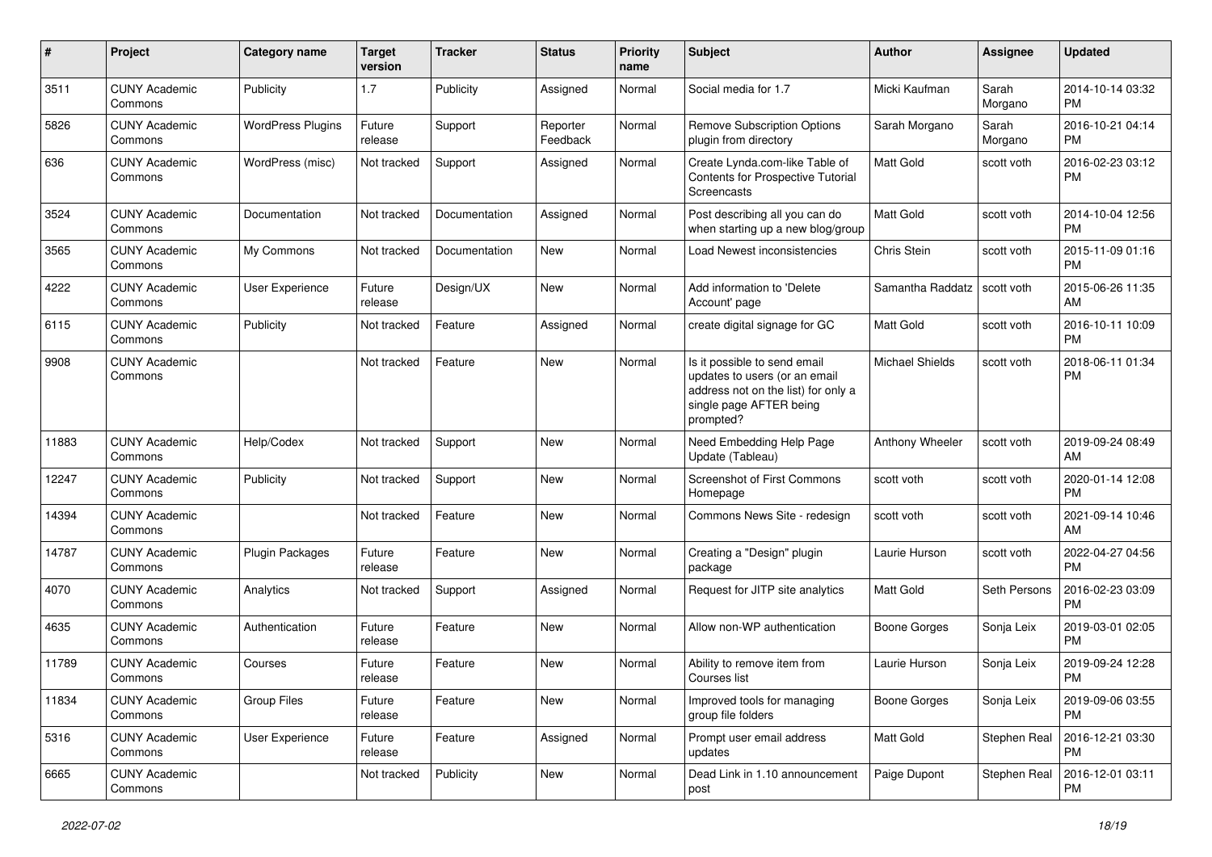| # | Project | Category name | Target version | Tracker | Status | Priority name | Subject | Author | Assignee | Updated |
|---|---|---|---|---|---|---|---|---|---|---|
| 3511 | CUNY Academic Commons | Publicity | 1.7 | Publicity | Assigned | Normal | Social media for 1.7 | Micki Kaufman | Sarah Morgano | 2014-10-14 03:32 PM |
| 5826 | CUNY Academic Commons | WordPress Plugins | Future release | Support | Reporter Feedback | Normal | Remove Subscription Options plugin from directory | Sarah Morgano | Sarah Morgano | 2016-10-21 04:14 PM |
| 636 | CUNY Academic Commons | WordPress (misc) | Not tracked | Support | Assigned | Normal | Create Lynda.com-like Table of Contents for Prospective Tutorial Screencasts | Matt Gold | scott voth | 2016-02-23 03:12 PM |
| 3524 | CUNY Academic Commons | Documentation | Not tracked | Documentation | Assigned | Normal | Post describing all you can do when starting up a new blog/group | Matt Gold | scott voth | 2014-10-04 12:56 PM |
| 3565 | CUNY Academic Commons | My Commons | Not tracked | Documentation | New | Normal | Load Newest inconsistencies | Chris Stein | scott voth | 2015-11-09 01:16 PM |
| 4222 | CUNY Academic Commons | User Experience | Future release | Design/UX | New | Normal | Add information to 'Delete Account' page | Samantha Raddatz | scott voth | 2015-06-26 11:35 AM |
| 6115 | CUNY Academic Commons | Publicity | Not tracked | Feature | Assigned | Normal | create digital signage for GC | Matt Gold | scott voth | 2016-10-11 10:09 PM |
| 9908 | CUNY Academic Commons | | Not tracked | Feature | New | Normal | Is it possible to send email updates to users (or an email address not on the list) for only a single page AFTER being prompted? | Michael Shields | scott voth | 2018-06-11 01:34 PM |
| 11883 | CUNY Academic Commons | Help/Codex | Not tracked | Support | New | Normal | Need Embedding Help Page Update (Tableau) | Anthony Wheeler | scott voth | 2019-09-24 08:49 AM |
| 12247 | CUNY Academic Commons | Publicity | Not tracked | Support | New | Normal | Screenshot of First Commons Homepage | scott voth | scott voth | 2020-01-14 12:08 PM |
| 14394 | CUNY Academic Commons | | Not tracked | Feature | New | Normal | Commons News Site - redesign | scott voth | scott voth | 2021-09-14 10:46 AM |
| 14787 | CUNY Academic Commons | Plugin Packages | Future release | Feature | New | Normal | Creating a "Design" plugin package | Laurie Hurson | scott voth | 2022-04-27 04:56 PM |
| 4070 | CUNY Academic Commons | Analytics | Not tracked | Support | Assigned | Normal | Request for JITP site analytics | Matt Gold | Seth Persons | 2016-02-23 03:09 PM |
| 4635 | CUNY Academic Commons | Authentication | Future release | Feature | New | Normal | Allow non-WP authentication | Boone Gorges | Sonja Leix | 2019-03-01 02:05 PM |
| 11789 | CUNY Academic Commons | Courses | Future release | Feature | New | Normal | Ability to remove item from Courses list | Laurie Hurson | Sonja Leix | 2019-09-24 12:28 PM |
| 11834 | CUNY Academic Commons | Group Files | Future release | Feature | New | Normal | Improved tools for managing group file folders | Boone Gorges | Sonja Leix | 2019-09-06 03:55 PM |
| 5316 | CUNY Academic Commons | User Experience | Future release | Feature | Assigned | Normal | Prompt user email address updates | Matt Gold | Stephen Real | 2016-12-21 03:30 PM |
| 6665 | CUNY Academic Commons | | Not tracked | Publicity | New | Normal | Dead Link in 1.10 announcement post | Paige Dupont | Stephen Real | 2016-12-01 03:11 PM |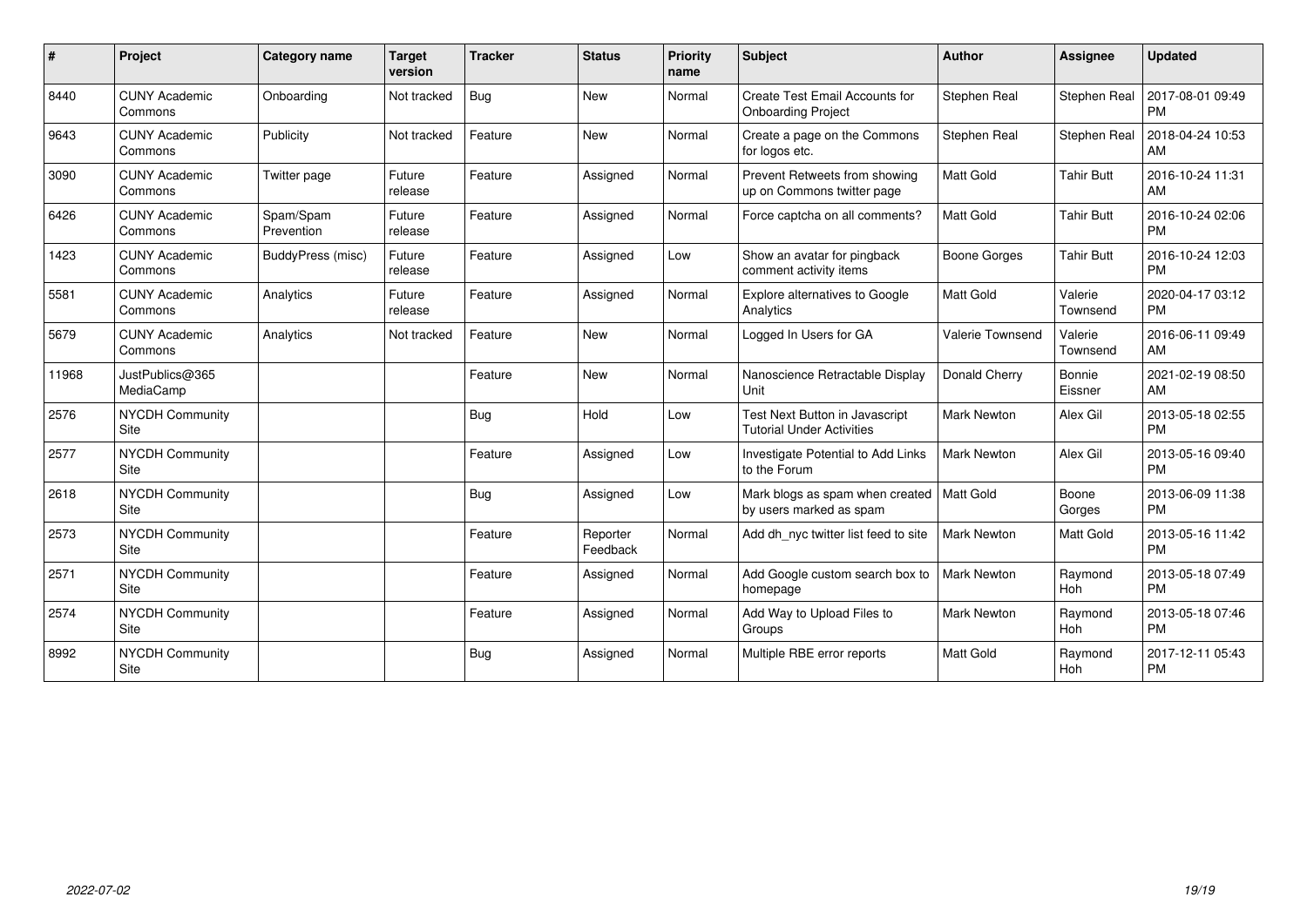| # | Project | Category name | Target version | Tracker | Status | Priority name | Subject | Author | Assignee | Updated |
| --- | --- | --- | --- | --- | --- | --- | --- | --- | --- | --- |
| 8440 | CUNY Academic Commons | Onboarding | Not tracked | Bug | New | Normal | Create Test Email Accounts for Onboarding Project | Stephen Real | Stephen Real | 2017-08-01 09:49 PM |
| 9643 | CUNY Academic Commons | Publicity | Not tracked | Feature | New | Normal | Create a page on the Commons for logos etc. | Stephen Real | Stephen Real | 2018-04-24 10:53 AM |
| 3090 | CUNY Academic Commons | Twitter page | Future release | Feature | Assigned | Normal | Prevent Retweets from showing up on Commons twitter page | Matt Gold | Tahir Butt | 2016-10-24 11:31 AM |
| 6426 | CUNY Academic Commons | Spam/Spam Prevention | Future release | Feature | Assigned | Normal | Force captcha on all comments? | Matt Gold | Tahir Butt | 2016-10-24 02:06 PM |
| 1423 | CUNY Academic Commons | BuddyPress (misc) | Future release | Feature | Assigned | Low | Show an avatar for pingback comment activity items | Boone Gorges | Tahir Butt | 2016-10-24 12:03 PM |
| 5581 | CUNY Academic Commons | Analytics | Future release | Feature | Assigned | Normal | Explore alternatives to Google Analytics | Matt Gold | Valerie Townsend | 2020-04-17 03:12 PM |
| 5679 | CUNY Academic Commons | Analytics | Not tracked | Feature | New | Normal | Logged In Users for GA | Valerie Townsend | Valerie Townsend | 2016-06-11 09:49 AM |
| 11968 | JustPublics@365 MediaCamp | | | Feature | New | Normal | Nanoscience Retractable Display Unit | Donald Cherry | Bonnie Eissner | 2021-02-19 08:50 AM |
| 2576 | NYCDH Community Site | | | Bug | Hold | Low | Test Next Button in Javascript Tutorial Under Activities | Mark Newton | Alex Gil | 2013-05-18 02:55 PM |
| 2577 | NYCDH Community Site | | | Feature | Assigned | Low | Investigate Potential to Add Links to the Forum | Mark Newton | Alex Gil | 2013-05-16 09:40 PM |
| 2618 | NYCDH Community Site | | | Bug | Assigned | Low | Mark blogs as spam when created by users marked as spam | Matt Gold | Boone Gorges | 2013-06-09 11:38 PM |
| 2573 | NYCDH Community Site | | | Feature | Reporter Feedback | Normal | Add dh_nyc twitter list feed to site | Mark Newton | Matt Gold | 2013-05-16 11:42 PM |
| 2571 | NYCDH Community Site | | | Feature | Assigned | Normal | Add Google custom search box to homepage | Mark Newton | Raymond Hoh | 2013-05-18 07:49 PM |
| 2574 | NYCDH Community Site | | | Feature | Assigned | Normal | Add Way to Upload Files to Groups | Mark Newton | Raymond Hoh | 2013-05-18 07:46 PM |
| 8992 | NYCDH Community Site | | | Bug | Assigned | Normal | Multiple RBE error reports | Matt Gold | Raymond Hoh | 2017-12-11 05:43 PM |